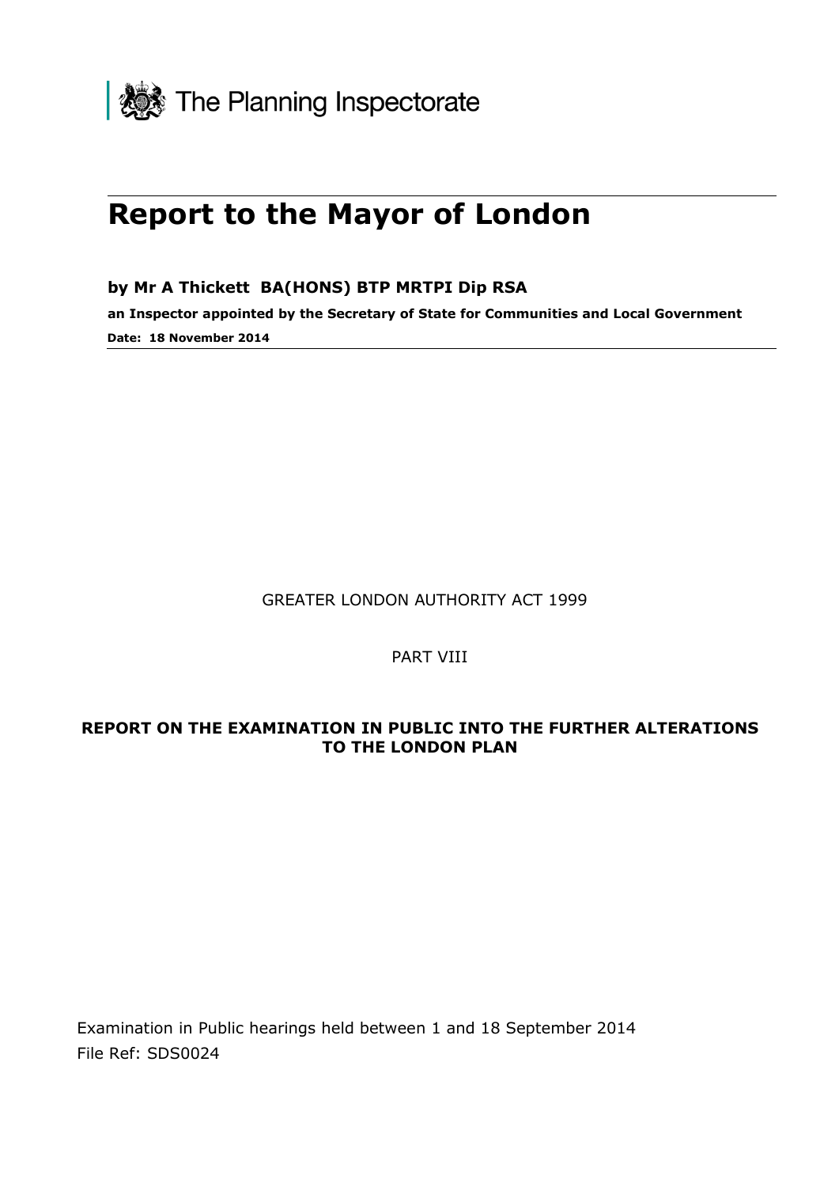The Planning Inspectorate

# Report to the Mayor of London

**by Mr A Thickett BA(HONS) BTP MRTPI Dip RSA**

**an Inspector appointed by the Secretary of State for Communities and Local Government**

**Date: 18 November 2014**

GREATER LONDON AUTHORITY ACT 1999

PART VIII

**REPORT ON THE EXAMINATION IN PUBLIC INTO THE FURTHER ALTERATIONS TO THE LONDON PLAN**

Examination in Public hearings held between 1 and 18 September 2014

File Ref: SDS0024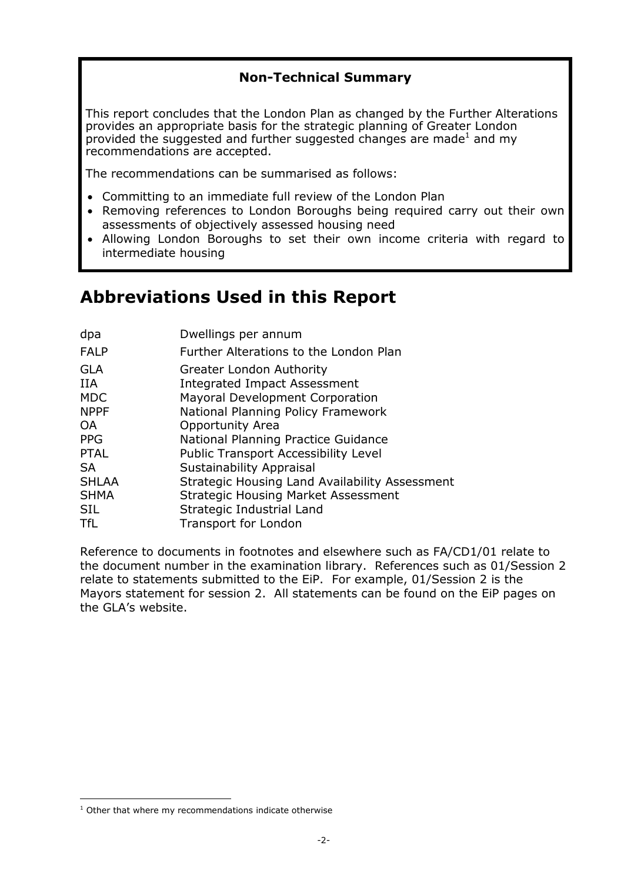## Non-Technical Summary

This report concludes that the London Plan as changed by the Further Alterations provides an appropriate basis for the strategic planning of Greater London provided the suggested and further suggested changes are made[1] and my recommendations are accepted.

The recommendations can be summarised as follows:

- Committing to an immediate full review of the London Plan
- Removing references to London Boroughs being required carry out their own assessments of objectively assessed housing need
- Allowing London Boroughs to set their own income criteria with regard to intermediate housing

# Abbreviations Used in this Report

| | |
|---|---|
| dpa | Dwellings per annum |
| FALP | Further Alterations to the London Plan |
| GLA | Greater London Authority |
| IIA | Integrated Impact Assessment |
| MDC | Mayoral Development Corporation |
| NPPF | National Planning Policy Framework |
| OA | Opportunity Area |
| PPG | National Planning Practice Guidance |
| PTAL | Public Transport Accessibility Level |
| SA | Sustainability Appraisal |
| SHLAA | Strategic Housing Land Availability Assessment |
| SHMA | Strategic Housing Market Assessment |
| SIL | Strategic Industrial Land |
| TfL | Transport for London |

Reference to documents in footnotes and elsewhere such as FA/CD1/01 relate to the document number in the examination library. References such as 01/Session 2 relate to statements submitted to the EiP. For example, 01/Session 2 is the Mayors statement for session 2. All statements can be found on the EiP pages on the GLA's website.

[1] Other that where my recommendations indicate otherwise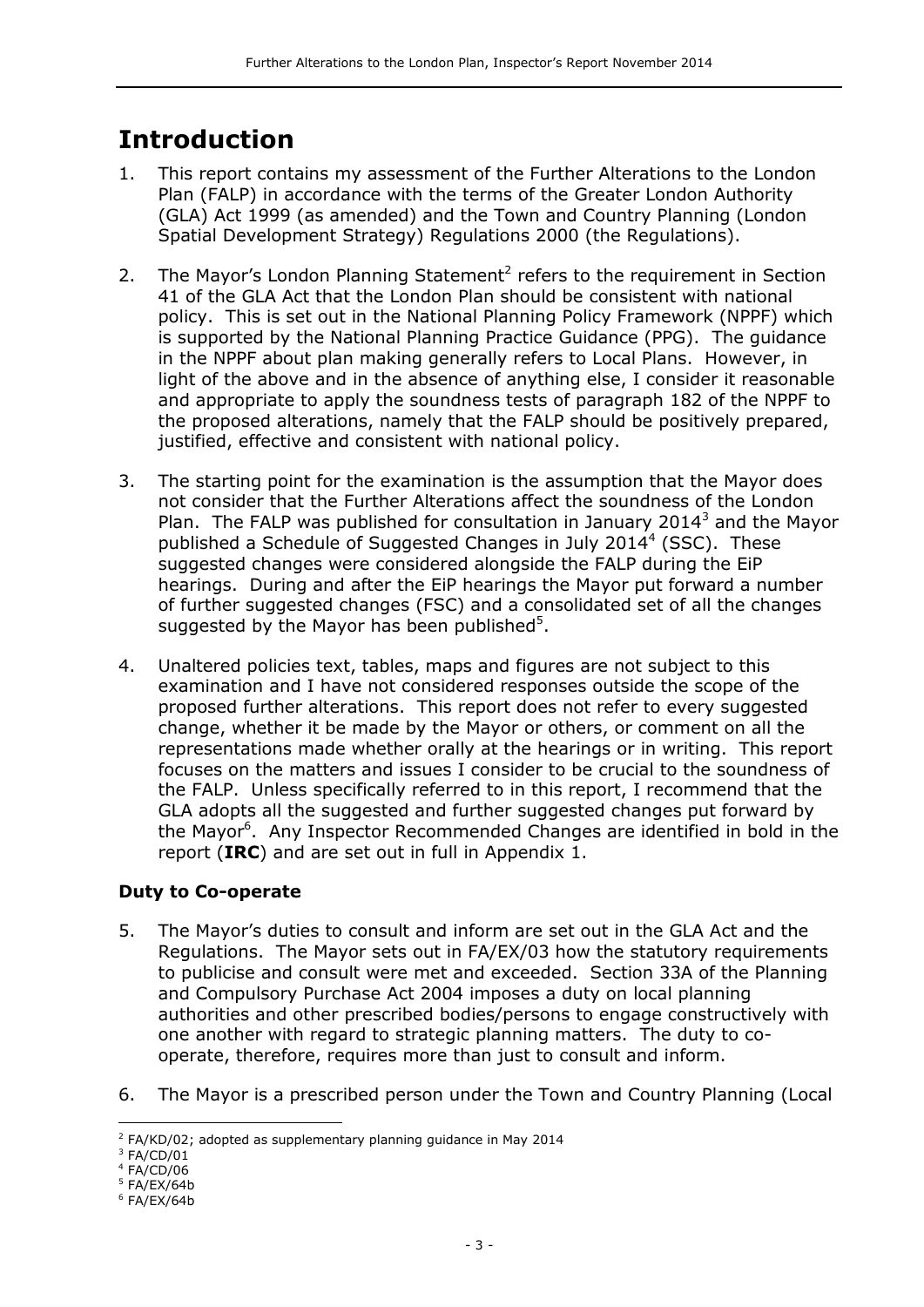# Introduction

1. This report contains my assessment of the Further Alterations to the London Plan (FALP) in accordance with the terms of the Greater London Authority (GLA) Act 1999 (as amended) and the Town and Country Planning (London Spatial Development Strategy) Regulations 2000 (the Regulations).

2. The Mayor's London Planning Statement[2] refers to the requirement in Section 41 of the GLA Act that the London Plan should be consistent with national policy. This is set out in the National Planning Policy Framework (NPPF) which is supported by the National Planning Practice Guidance (PPG). The guidance in the NPPF about plan making generally refers to Local Plans. However, in light of the above and in the absence of anything else, I consider it reasonable and appropriate to apply the soundness tests of paragraph 182 of the NPPF to the proposed alterations, namely that the FALP should be positively prepared, justified, effective and consistent with national policy.

3. The starting point for the examination is the assumption that the Mayor does not consider that the Further Alterations affect the soundness of the London Plan. The FALP was published for consultation in January 2014[3] and the Mayor published a Schedule of Suggested Changes in July 2014[4] (SSC). These suggested changes were considered alongside the FALP during the EiP hearings. During and after the EiP hearings the Mayor put forward a number of further suggested changes (FSC) and a consolidated set of all the changes suggested by the Mayor has been published[5].

4. Unaltered policies text, tables, maps and figures are not subject to this examination and I have not considered responses outside the scope of the proposed further alterations. This report does not refer to every suggested change, whether it be made by the Mayor or others, or comment on all the representations made whether orally at the hearings or in writing. This report focuses on the matters and issues I consider to be crucial to the soundness of the FALP. Unless specifically referred to in this report, I recommend that the GLA adopts all the suggested and further suggested changes put forward by the Mayor[6]. Any Inspector Recommended Changes are identified in bold in the report (**IRC**) and are set out in full in Appendix 1.

### Duty to Co-operate

5. The Mayor's duties to consult and inform are set out in the GLA Act and the Regulations. The Mayor sets out in FA/EX/03 how the statutory requirements to publicise and consult were met and exceeded. Section 33A of the Planning and Compulsory Purchase Act 2004 imposes a duty on local planning authorities and other prescribed bodies/persons to engage constructively with one another with regard to strategic planning matters. The duty to co-operate, therefore, requires more than just to consult and inform.

6. The Mayor is a prescribed person under the Town and Country Planning (Local

---

[2] FA/KD/02; adopted as supplementary planning guidance in May 2014

[3] FA/CD/01

[4] FA/CD/06

[5] FA/EX/64b

[6] FA/EX/64b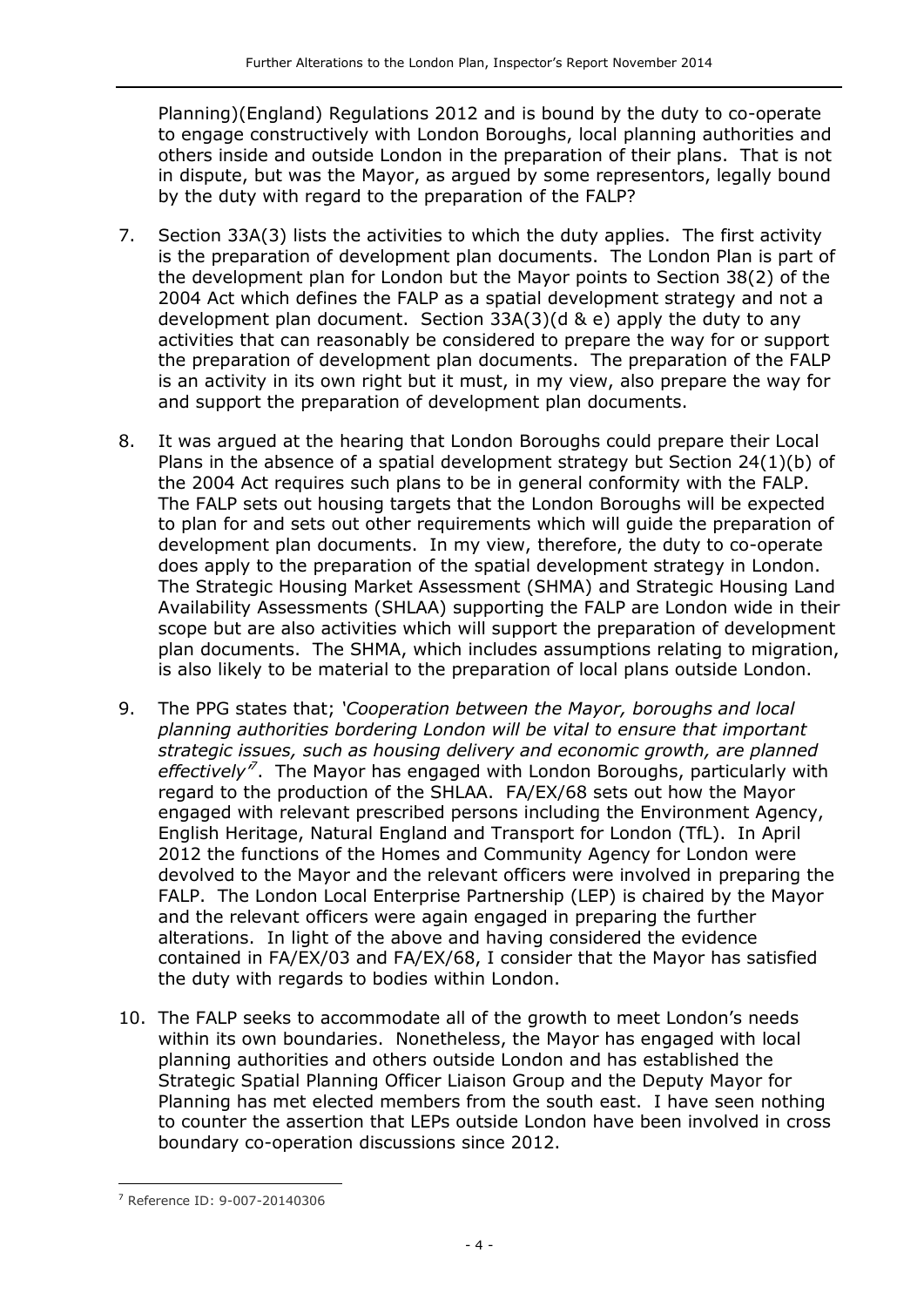Planning)(England) Regulations 2012 and is bound by the duty to co-operate to engage constructively with London Boroughs, local planning authorities and others inside and outside London in the preparation of their plans. That is not in dispute, but was the Mayor, as argued by some representors, legally bound by the duty with regard to the preparation of the FALP?

7. Section 33A(3) lists the activities to which the duty applies. The first activity is the preparation of development plan documents. The London Plan is part of the development plan for London but the Mayor points to Section 38(2) of the 2004 Act which defines the FALP as a spatial development strategy and not a development plan document. Section 33A(3)(d & e) apply the duty to any activities that can reasonably be considered to prepare the way for or support the preparation of development plan documents. The preparation of the FALP is an activity in its own right but it must, in my view, also prepare the way for and support the preparation of development plan documents.

8. It was argued at the hearing that London Boroughs could prepare their Local Plans in the absence of a spatial development strategy but Section 24(1)(b) of the 2004 Act requires such plans to be in general conformity with the FALP. The FALP sets out housing targets that the London Boroughs will be expected to plan for and sets out other requirements which will guide the preparation of development plan documents. In my view, therefore, the duty to co-operate does apply to the preparation of the spatial development strategy in London. The Strategic Housing Market Assessment (SHMA) and Strategic Housing Land Availability Assessments (SHLAA) supporting the FALP are London wide in their scope but are also activities which will support the preparation of development plan documents. The SHMA, which includes assumptions relating to migration, is also likely to be material to the preparation of local plans outside London.

9. The PPG states that; *'Cooperation between the Mayor, boroughs and local planning authorities bordering London will be vital to ensure that important strategic issues, such as housing delivery and economic growth, are planned effectively'*[7]. The Mayor has engaged with London Boroughs, particularly with regard to the production of the SHLAA. FA/EX/68 sets out how the Mayor engaged with relevant prescribed persons including the Environment Agency, English Heritage, Natural England and Transport for London (TfL). In April 2012 the functions of the Homes and Community Agency for London were devolved to the Mayor and the relevant officers were involved in preparing the FALP. The London Local Enterprise Partnership (LEP) is chaired by the Mayor and the relevant officers were again engaged in preparing the further alterations. In light of the above and having considered the evidence contained in FA/EX/03 and FA/EX/68, I consider that the Mayor has satisfied the duty with regards to bodies within London.

10. The FALP seeks to accommodate all of the growth to meet London's needs within its own boundaries. Nonetheless, the Mayor has engaged with local planning authorities and others outside London and has established the Strategic Spatial Planning Officer Liaison Group and the Deputy Mayor for Planning has met elected members from the south east. I have seen nothing to counter the assertion that LEPs outside London have been involved in cross boundary co-operation discussions since 2012.

---

[7] Reference ID: 9-007-20140306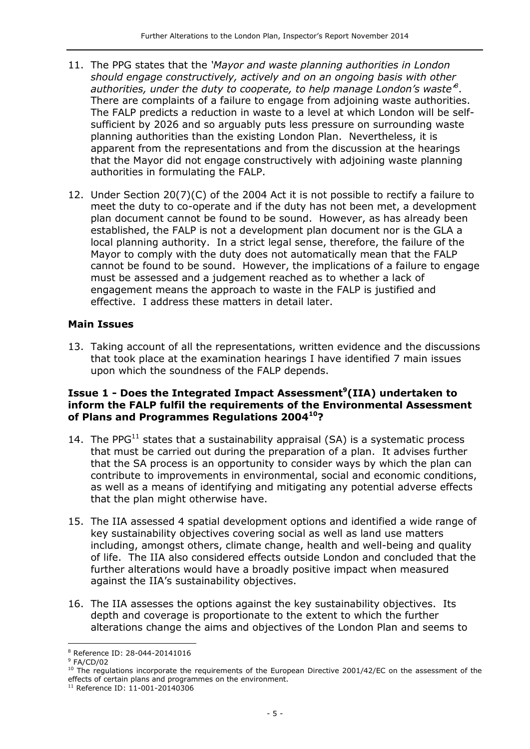11. The PPG states that the *'Mayor and waste planning authorities in London should engage constructively, actively and on an ongoing basis with other authorities, under the duty to cooperate, to help manage London's waste'*[8]. There are complaints of a failure to engage from adjoining waste authorities. The FALP predicts a reduction in waste to a level at which London will be self-sufficient by 2026 and so arguably puts less pressure on surrounding waste planning authorities than the existing London Plan. Nevertheless, it is apparent from the representations and from the discussion at the hearings that the Mayor did not engage constructively with adjoining waste planning authorities in formulating the FALP.

12. Under Section 20(7)(C) of the 2004 Act it is not possible to rectify a failure to meet the duty to co-operate and if the duty has not been met, a development plan document cannot be found to be sound. However, as has already been established, the FALP is not a development plan document nor is the GLA a local planning authority. In a strict legal sense, therefore, the failure of the Mayor to comply with the duty does not automatically mean that the FALP cannot be found to be sound. However, the implications of a failure to engage must be assessed and a judgement reached as to whether a lack of engagement means the approach to waste in the FALP is justified and effective. I address these matters in detail later.

## Main Issues

13. Taking account of all the representations, written evidence and the discussions that took place at the examination hearings I have identified 7 main issues upon which the soundness of the FALP depends.

### Issue 1 - Does the Integrated Impact Assessment[9](IIA) undertaken to inform the FALP fulfil the requirements of the Environmental Assessment of Plans and Programmes Regulations 2004[10]?

14. The PPG[11] states that a sustainability appraisal (SA) is a systematic process that must be carried out during the preparation of a plan. It advises further that the SA process is an opportunity to consider ways by which the plan can contribute to improvements in environmental, social and economic conditions, as well as a means of identifying and mitigating any potential adverse effects that the plan might otherwise have.

15. The IIA assessed 4 spatial development options and identified a wide range of key sustainability objectives covering social as well as land use matters including, amongst others, climate change, health and well-being and quality of life. The IIA also considered effects outside London and concluded that the further alterations would have a broadly positive impact when measured against the IIA's sustainability objectives.

16. The IIA assesses the options against the key sustainability objectives. Its depth and coverage is proportionate to the extent to which the further alterations change the aims and objectives of the London Plan and seems to

---

[8] Reference ID: 28-044-20141016

[9] FA/CD/02

[10] The regulations incorporate the requirements of the European Directive 2001/42/EC on the assessment of the effects of certain plans and programmes on the environment.

[11] Reference ID: 11-001-20140306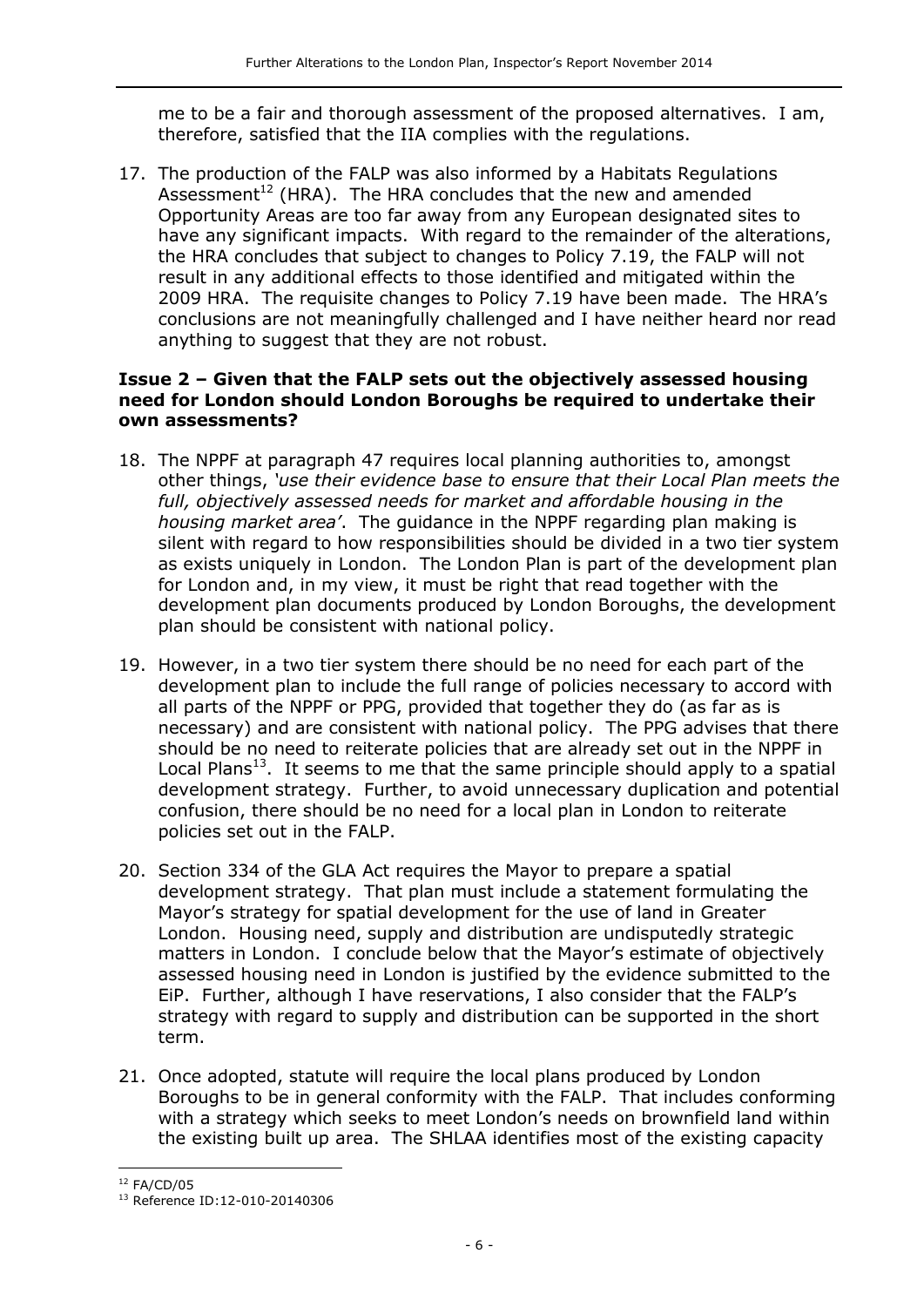me to be a fair and thorough assessment of the proposed alternatives. I am, therefore, satisfied that the IIA complies with the regulations.

17. The production of the FALP was also informed by a Habitats Regulations Assessment[12] (HRA). The HRA concludes that the new and amended Opportunity Areas are too far away from any European designated sites to have any significant impacts. With regard to the remainder of the alterations, the HRA concludes that subject to changes to Policy 7.19, the FALP will not result in any additional effects to those identified and mitigated within the 2009 HRA. The requisite changes to Policy 7.19 have been made. The HRA's conclusions are not meaningfully challenged and I have neither heard nor read anything to suggest that they are not robust.

**Issue 2 – Given that the FALP sets out the objectively assessed housing need for London should London Boroughs be required to undertake their own assessments?**

18. The NPPF at paragraph 47 requires local planning authorities to, amongst other things, *'use their evidence base to ensure that their Local Plan meets the full, objectively assessed needs for market and affordable housing in the housing market area'*. The guidance in the NPPF regarding plan making is silent with regard to how responsibilities should be divided in a two tier system as exists uniquely in London. The London Plan is part of the development plan for London and, in my view, it must be right that read together with the development plan documents produced by London Boroughs, the development plan should be consistent with national policy.

19. However, in a two tier system there should be no need for each part of the development plan to include the full range of policies necessary to accord with all parts of the NPPF or PPG, provided that together they do (as far as is necessary) and are consistent with national policy. The PPG advises that there should be no need to reiterate policies that are already set out in the NPPF in Local Plans[13]. It seems to me that the same principle should apply to a spatial development strategy. Further, to avoid unnecessary duplication and potential confusion, there should be no need for a local plan in London to reiterate policies set out in the FALP.

20. Section 334 of the GLA Act requires the Mayor to prepare a spatial development strategy. That plan must include a statement formulating the Mayor's strategy for spatial development for the use of land in Greater London. Housing need, supply and distribution are undisputedly strategic matters in London. I conclude below that the Mayor's estimate of objectively assessed housing need in London is justified by the evidence submitted to the EiP. Further, although I have reservations, I also consider that the FALP's strategy with regard to supply and distribution can be supported in the short term.

21. Once adopted, statute will require the local plans produced by London Boroughs to be in general conformity with the FALP. That includes conforming with a strategy which seeks to meet London's needs on brownfield land within the existing built up area. The SHLAA identifies most of the existing capacity

[12] FA/CD/05

[13] Reference ID:12-010-20140306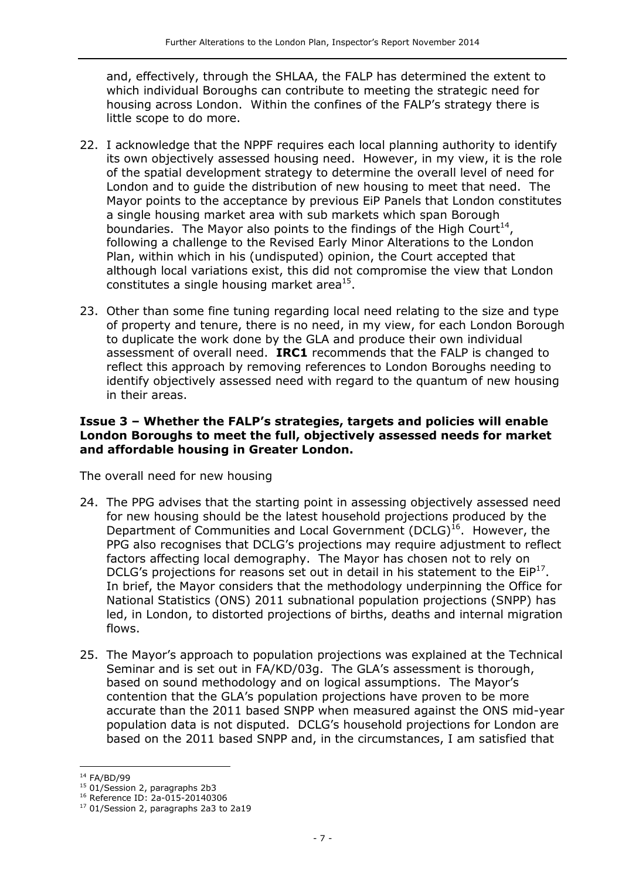and, effectively, through the SHLAA, the FALP has determined the extent to which individual Boroughs can contribute to meeting the strategic need for housing across London. Within the confines of the FALP's strategy there is little scope to do more.

22. I acknowledge that the NPPF requires each local planning authority to identify its own objectively assessed housing need. However, in my view, it is the role of the spatial development strategy to determine the overall level of need for London and to guide the distribution of new housing to meet that need. The Mayor points to the acceptance by previous EiP Panels that London constitutes a single housing market area with sub markets which span Borough boundaries. The Mayor also points to the findings of the High Court[14], following a challenge to the Revised Early Minor Alterations to the London Plan, within which in his (undisputed) opinion, the Court accepted that although local variations exist, this did not compromise the view that London constitutes a single housing market area[15].

23. Other than some fine tuning regarding local need relating to the size and type of property and tenure, there is no need, in my view, for each London Borough to duplicate the work done by the GLA and produce their own individual assessment of overall need. **IRC1** recommends that the FALP is changed to reflect this approach by removing references to London Boroughs needing to identify objectively assessed need with regard to the quantum of new housing in their areas.

**Issue 3 – Whether the FALP's strategies, targets and policies will enable London Boroughs to meet the full, objectively assessed needs for market and affordable housing in Greater London.**

The overall need for new housing

24. The PPG advises that the starting point in assessing objectively assessed need for new housing should be the latest household projections produced by the Department of Communities and Local Government (DCLG)[16]. However, the PPG also recognises that DCLG's projections may require adjustment to reflect factors affecting local demography. The Mayor has chosen not to rely on DCLG's projections for reasons set out in detail in his statement to the EiP[17]. In brief, the Mayor considers that the methodology underpinning the Office for National Statistics (ONS) 2011 subnational population projections (SNPP) has led, in London, to distorted projections of births, deaths and internal migration flows.

25. The Mayor's approach to population projections was explained at the Technical Seminar and is set out in FA/KD/03g. The GLA's assessment is thorough, based on sound methodology and on logical assumptions. The Mayor's contention that the GLA's population projections have proven to be more accurate than the 2011 based SNPP when measured against the ONS mid-year population data is not disputed. DCLG's household projections for London are based on the 2011 based SNPP and, in the circumstances, I am satisfied that

---

[14] FA/BD/99

[15] 01/Session 2, paragraphs 2b3

[16] Reference ID: 2a-015-20140306

[17] 01/Session 2, paragraphs 2a3 to 2a19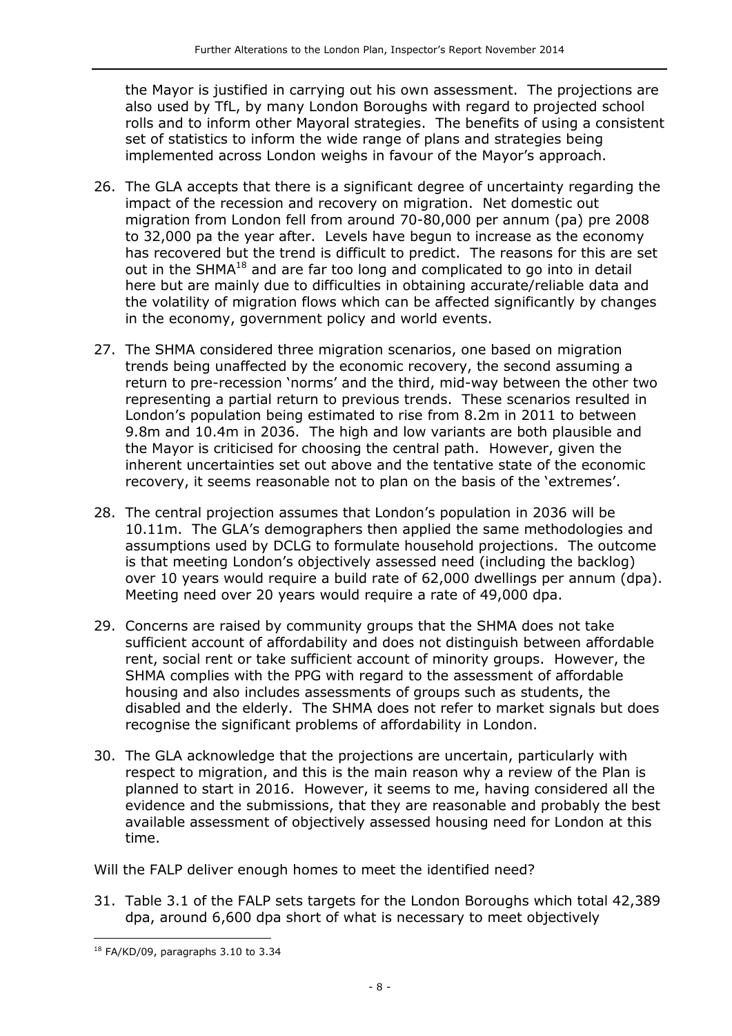the Mayor is justified in carrying out his own assessment. The projections are also used by TfL, by many London Boroughs with regard to projected school rolls and to inform other Mayoral strategies. The benefits of using a consistent set of statistics to inform the wide range of plans and strategies being implemented across London weighs in favour of the Mayor's approach.

26. The GLA accepts that there is a significant degree of uncertainty regarding the impact of the recession and recovery on migration. Net domestic out migration from London fell from around 70-80,000 per annum (pa) pre 2008 to 32,000 pa the year after. Levels have begun to increase as the economy has recovered but the trend is difficult to predict. The reasons for this are set out in the SHMA[18] and are far too long and complicated to go into in detail here but are mainly due to difficulties in obtaining accurate/reliable data and the volatility of migration flows which can be affected significantly by changes in the economy, government policy and world events.

27. The SHMA considered three migration scenarios, one based on migration trends being unaffected by the economic recovery, the second assuming a return to pre-recession 'norms' and the third, mid-way between the other two representing a partial return to previous trends. These scenarios resulted in London's population being estimated to rise from 8.2m in 2011 to between 9.8m and 10.4m in 2036. The high and low variants are both plausible and the Mayor is criticised for choosing the central path. However, given the inherent uncertainties set out above and the tentative state of the economic recovery, it seems reasonable not to plan on the basis of the 'extremes'.

28. The central projection assumes that London's population in 2036 will be 10.11m. The GLA's demographers then applied the same methodologies and assumptions used by DCLG to formulate household projections. The outcome is that meeting London's objectively assessed need (including the backlog) over 10 years would require a build rate of 62,000 dwellings per annum (dpa). Meeting need over 20 years would require a rate of 49,000 dpa.

29. Concerns are raised by community groups that the SHMA does not take sufficient account of affordability and does not distinguish between affordable rent, social rent or take sufficient account of minority groups. However, the SHMA complies with the PPG with regard to the assessment of affordable housing and also includes assessments of groups such as students, the disabled and the elderly. The SHMA does not refer to market signals but does recognise the significant problems of affordability in London.

30. The GLA acknowledge that the projections are uncertain, particularly with respect to migration, and this is the main reason why a review of the Plan is planned to start in 2016. However, it seems to me, having considered all the evidence and the submissions, that they are reasonable and probably the best available assessment of objectively assessed housing need for London at this time.

Will the FALP deliver enough homes to meet the identified need?

31. Table 3.1 of the FALP sets targets for the London Boroughs which total 42,389 dpa, around 6,600 dpa short of what is necessary to meet objectively

[18] FA/KD/09, paragraphs 3.10 to 3.34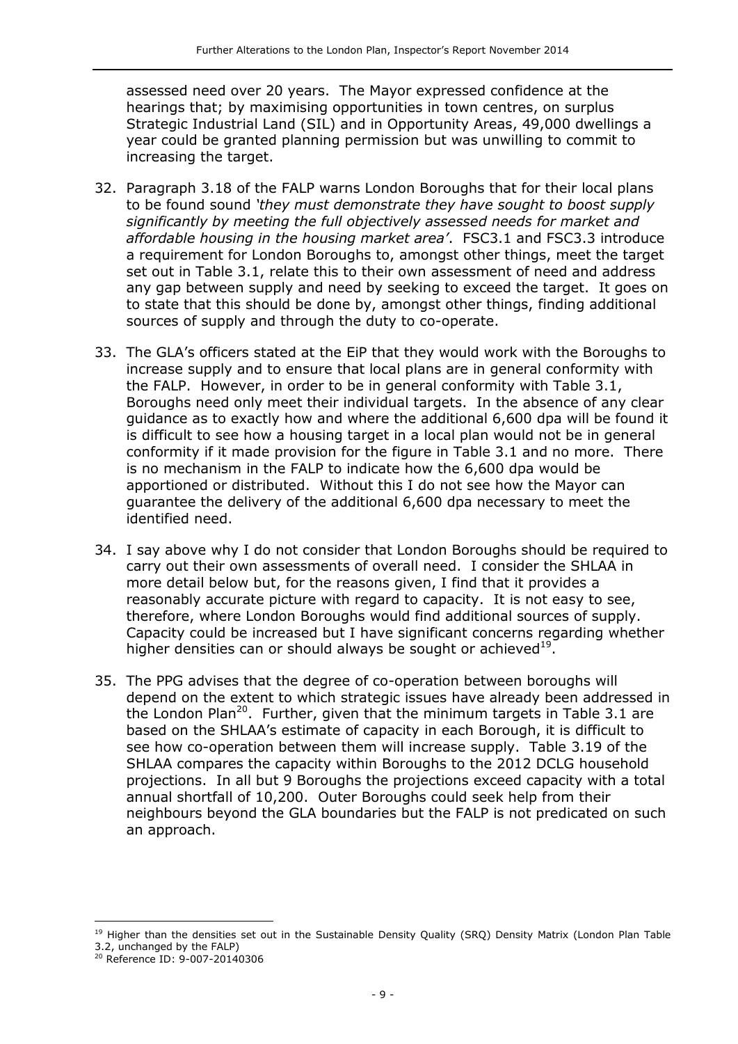assessed need over 20 years. The Mayor expressed confidence at the hearings that; by maximising opportunities in town centres, on surplus Strategic Industrial Land (SIL) and in Opportunity Areas, 49,000 dwellings a year could be granted planning permission but was unwilling to commit to increasing the target.

32. Paragraph 3.18 of the FALP warns London Boroughs that for their local plans to be found sound *'they must demonstrate they have sought to boost supply significantly by meeting the full objectively assessed needs for market and affordable housing in the housing market area'*. FSC3.1 and FSC3.3 introduce a requirement for London Boroughs to, amongst other things, meet the target set out in Table 3.1, relate this to their own assessment of need and address any gap between supply and need by seeking to exceed the target. It goes on to state that this should be done by, amongst other things, finding additional sources of supply and through the duty to co-operate.

33. The GLA's officers stated at the EiP that they would work with the Boroughs to increase supply and to ensure that local plans are in general conformity with the FALP. However, in order to be in general conformity with Table 3.1, Boroughs need only meet their individual targets. In the absence of any clear guidance as to exactly how and where the additional 6,600 dpa will be found it is difficult to see how a housing target in a local plan would not be in general conformity if it made provision for the figure in Table 3.1 and no more. There is no mechanism in the FALP to indicate how the 6,600 dpa would be apportioned or distributed. Without this I do not see how the Mayor can guarantee the delivery of the additional 6,600 dpa necessary to meet the identified need.

34. I say above why I do not consider that London Boroughs should be required to carry out their own assessments of overall need. I consider the SHLAA in more detail below but, for the reasons given, I find that it provides a reasonably accurate picture with regard to capacity. It is not easy to see, therefore, where London Boroughs would find additional sources of supply. Capacity could be increased but I have significant concerns regarding whether higher densities can or should always be sought or achieved[19].

35. The PPG advises that the degree of co-operation between boroughs will depend on the extent to which strategic issues have already been addressed in the London Plan[20]. Further, given that the minimum targets in Table 3.1 are based on the SHLAA's estimate of capacity in each Borough, it is difficult to see how co-operation between them will increase supply. Table 3.19 of the SHLAA compares the capacity within Boroughs to the 2012 DCLG household projections. In all but 9 Boroughs the projections exceed capacity with a total annual shortfall of 10,200. Outer Boroughs could seek help from their neighbours beyond the GLA boundaries but the FALP is not predicated on such an approach.

---

[19] Higher than the densities set out in the Sustainable Density Quality (SRQ) Density Matrix (London Plan Table 3.2, unchanged by the FALP)

[20] Reference ID: 9-007-20140306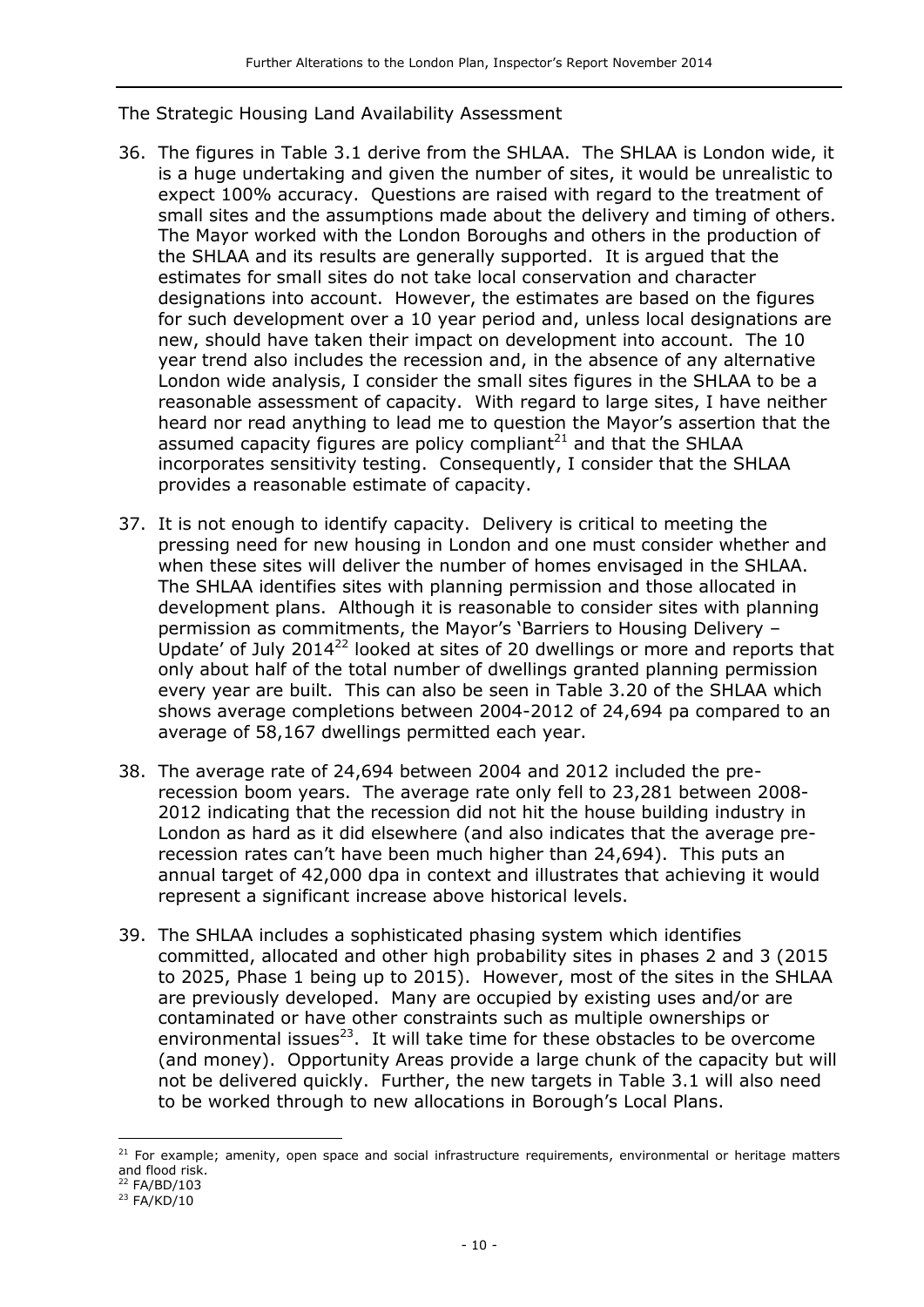The Strategic Housing Land Availability Assessment

36. The figures in Table 3.1 derive from the SHLAA. The SHLAA is London wide, it is a huge undertaking and given the number of sites, it would be unrealistic to expect 100% accuracy. Questions are raised with regard to the treatment of small sites and the assumptions made about the delivery and timing of others. The Mayor worked with the London Boroughs and others in the production of the SHLAA and its results are generally supported. It is argued that the estimates for small sites do not take local conservation and character designations into account. However, the estimates are based on the figures for such development over a 10 year period and, unless local designations are new, should have taken their impact on development into account. The 10 year trend also includes the recession and, in the absence of any alternative London wide analysis, I consider the small sites figures in the SHLAA to be a reasonable assessment of capacity. With regard to large sites, I have neither heard nor read anything to lead me to question the Mayor's assertion that the assumed capacity figures are policy compliant[21] and that the SHLAA incorporates sensitivity testing. Consequently, I consider that the SHLAA provides a reasonable estimate of capacity.

37. It is not enough to identify capacity. Delivery is critical to meeting the pressing need for new housing in London and one must consider whether and when these sites will deliver the number of homes envisaged in the SHLAA. The SHLAA identifies sites with planning permission and those allocated in development plans. Although it is reasonable to consider sites with planning permission as commitments, the Mayor's 'Barriers to Housing Delivery – Update' of July 2014[22] looked at sites of 20 dwellings or more and reports that only about half of the total number of dwellings granted planning permission every year are built. This can also be seen in Table 3.20 of the SHLAA which shows average completions between 2004-2012 of 24,694 pa compared to an average of 58,167 dwellings permitted each year.

38. The average rate of 24,694 between 2004 and 2012 included the pre-recession boom years. The average rate only fell to 23,281 between 2008-2012 indicating that the recession did not hit the house building industry in London as hard as it did elsewhere (and also indicates that the average pre-recession rates can't have been much higher than 24,694). This puts an annual target of 42,000 dpa in context and illustrates that achieving it would represent a significant increase above historical levels.

39. The SHLAA includes a sophisticated phasing system which identifies committed, allocated and other high probability sites in phases 2 and 3 (2015 to 2025, Phase 1 being up to 2015). However, most of the sites in the SHLAA are previously developed. Many are occupied by existing uses and/or are contaminated or have other constraints such as multiple ownerships or environmental issues[23]. It will take time for these obstacles to be overcome (and money). Opportunity Areas provide a large chunk of the capacity but will not be delivered quickly. Further, the new targets in Table 3.1 will also need to be worked through to new allocations in Borough's Local Plans.

---

[21] For example; amenity, open space and social infrastructure requirements, environmental or heritage matters and flood risk.

[22] FA/BD/103

[23] FA/KD/10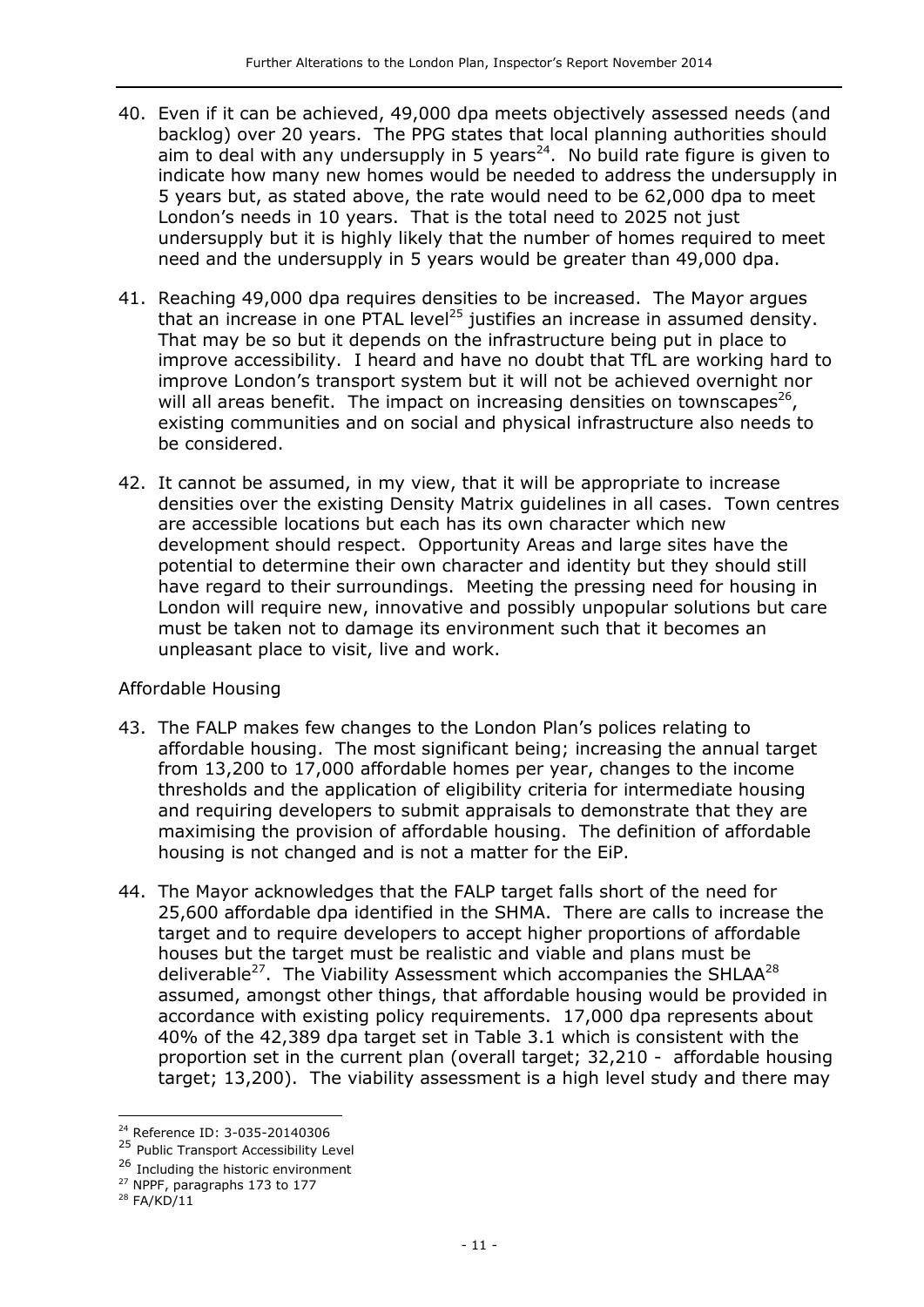40. Even if it can be achieved, 49,000 dpa meets objectively assessed needs (and backlog) over 20 years. The PPG states that local planning authorities should aim to deal with any undersupply in 5 years[24]. No build rate figure is given to indicate how many new homes would be needed to address the undersupply in 5 years but, as stated above, the rate would need to be 62,000 dpa to meet London's needs in 10 years. That is the total need to 2025 not just undersupply but it is highly likely that the number of homes required to meet need and the undersupply in 5 years would be greater than 49,000 dpa.

41. Reaching 49,000 dpa requires densities to be increased. The Mayor argues that an increase in one PTAL level[25] justifies an increase in assumed density. That may be so but it depends on the infrastructure being put in place to improve accessibility. I heard and have no doubt that TfL are working hard to improve London's transport system but it will not be achieved overnight nor will all areas benefit. The impact on increasing densities on townscapes[26], existing communities and on social and physical infrastructure also needs to be considered.

42. It cannot be assumed, in my view, that it will be appropriate to increase densities over the existing Density Matrix guidelines in all cases. Town centres are accessible locations but each has its own character which new development should respect. Opportunity Areas and large sites have the potential to determine their own character and identity but they should still have regard to their surroundings. Meeting the pressing need for housing in London will require new, innovative and possibly unpopular solutions but care must be taken not to damage its environment such that it becomes an unpleasant place to visit, live and work.

Affordable Housing

43. The FALP makes few changes to the London Plan's polices relating to affordable housing. The most significant being; increasing the annual target from 13,200 to 17,000 affordable homes per year, changes to the income thresholds and the application of eligibility criteria for intermediate housing and requiring developers to submit appraisals to demonstrate that they are maximising the provision of affordable housing. The definition of affordable housing is not changed and is not a matter for the EiP.

44. The Mayor acknowledges that the FALP target falls short of the need for 25,600 affordable dpa identified in the SHMA. There are calls to increase the target and to require developers to accept higher proportions of affordable houses but the target must be realistic and viable and plans must be deliverable[27]. The Viability Assessment which accompanies the SHLAA[28] assumed, amongst other things, that affordable housing would be provided in accordance with existing policy requirements. 17,000 dpa represents about 40% of the 42,389 dpa target set in Table 3.1 which is consistent with the proportion set in the current plan (overall target; 32,210 - affordable housing target; 13,200). The viability assessment is a high level study and there may

---

[24] Reference ID: 3-035-20140306

[25] Public Transport Accessibility Level

[26] Including the historic environment

[27] NPPF, paragraphs 173 to 177

[28] FA/KD/11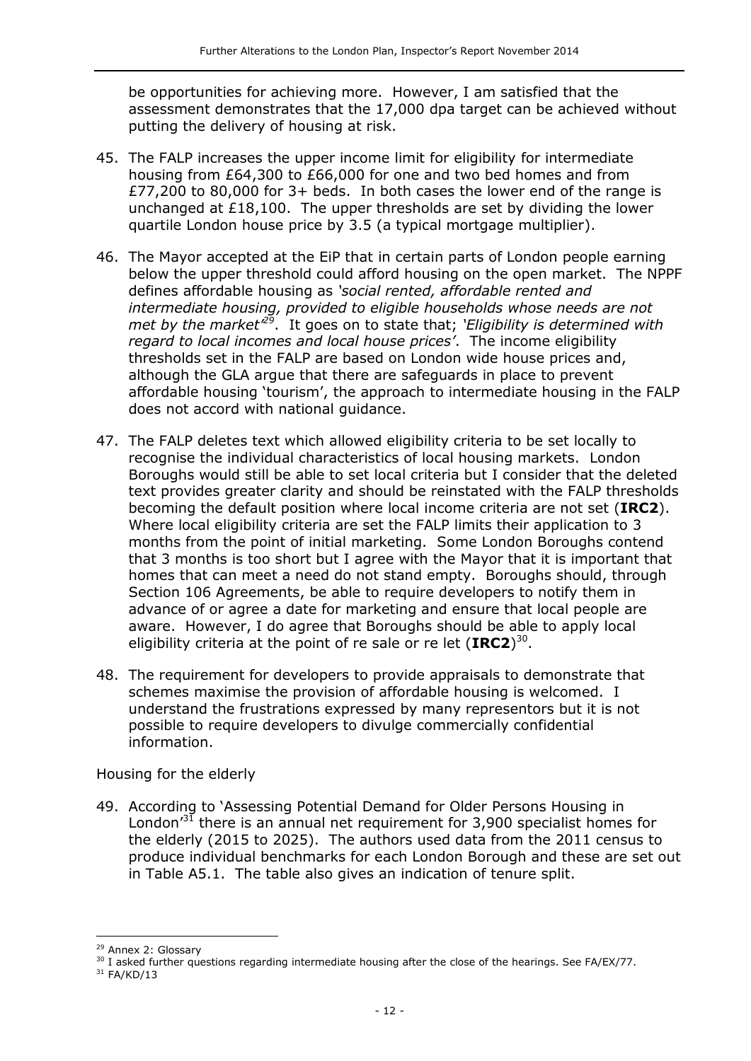be opportunities for achieving more. However, I am satisfied that the assessment demonstrates that the 17,000 dpa target can be achieved without putting the delivery of housing at risk.

45. The FALP increases the upper income limit for eligibility for intermediate housing from £64,300 to £66,000 for one and two bed homes and from £77,200 to 80,000 for 3+ beds. In both cases the lower end of the range is unchanged at £18,100. The upper thresholds are set by dividing the lower quartile London house price by 3.5 (a typical mortgage multiplier).

46. The Mayor accepted at the EiP that in certain parts of London people earning below the upper threshold could afford housing on the open market. The NPPF defines affordable housing as *'social rented, affordable rented and intermediate housing, provided to eligible households whose needs are not met by the market'*[29]. It goes on to state that; *'Eligibility is determined with regard to local incomes and local house prices'*. The income eligibility thresholds set in the FALP are based on London wide house prices and, although the GLA argue that there are safeguards in place to prevent affordable housing 'tourism', the approach to intermediate housing in the FALP does not accord with national guidance.

47. The FALP deletes text which allowed eligibility criteria to be set locally to recognise the individual characteristics of local housing markets. London Boroughs would still be able to set local criteria but I consider that the deleted text provides greater clarity and should be reinstated with the FALP thresholds becoming the default position where local income criteria are not set (**IRC2**). Where local eligibility criteria are set the FALP limits their application to 3 months from the point of initial marketing. Some London Boroughs contend that 3 months is too short but I agree with the Mayor that it is important that homes that can meet a need do not stand empty. Boroughs should, through Section 106 Agreements, be able to require developers to notify them in advance of or agree a date for marketing and ensure that local people are aware. However, I do agree that Boroughs should be able to apply local eligibility criteria at the point of re sale or re let (**IRC2**)[30].

48. The requirement for developers to provide appraisals to demonstrate that schemes maximise the provision of affordable housing is welcomed. I understand the frustrations expressed by many representors but it is not possible to require developers to divulge commercially confidential information.

Housing for the elderly

49. According to 'Assessing Potential Demand for Older Persons Housing in London'[31] there is an annual net requirement for 3,900 specialist homes for the elderly (2015 to 2025). The authors used data from the 2011 census to produce individual benchmarks for each London Borough and these are set out in Table A5.1. The table also gives an indication of tenure split.

[29] Annex 2: Glossary
[30] I asked further questions regarding intermediate housing after the close of the hearings. See FA/EX/77.
[31] FA/KD/13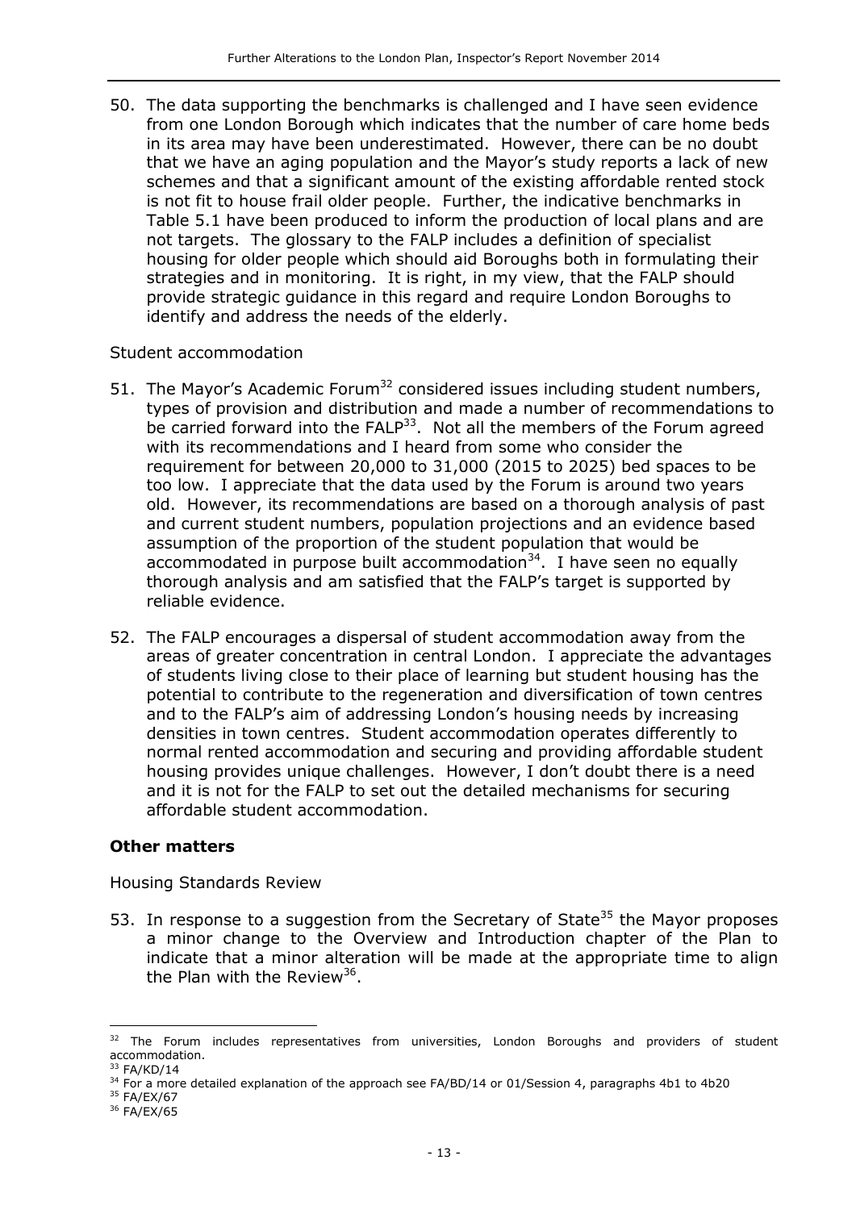50. The data supporting the benchmarks is challenged and I have seen evidence from one London Borough which indicates that the number of care home beds in its area may have been underestimated. However, there can be no doubt that we have an aging population and the Mayor's study reports a lack of new schemes and that a significant amount of the existing affordable rented stock is not fit to house frail older people. Further, the indicative benchmarks in Table 5.1 have been produced to inform the production of local plans and are not targets. The glossary to the FALP includes a definition of specialist housing for older people which should aid Boroughs both in formulating their strategies and in monitoring. It is right, in my view, that the FALP should provide strategic guidance in this regard and require London Boroughs to identify and address the needs of the elderly.

Student accommodation

51. The Mayor's Academic Forum[32] considered issues including student numbers, types of provision and distribution and made a number of recommendations to be carried forward into the FALP[33]. Not all the members of the Forum agreed with its recommendations and I heard from some who consider the requirement for between 20,000 to 31,000 (2015 to 2025) bed spaces to be too low. I appreciate that the data used by the Forum is around two years old. However, its recommendations are based on a thorough analysis of past and current student numbers, population projections and an evidence based assumption of the proportion of the student population that would be accommodated in purpose built accommodation[34]. I have seen no equally thorough analysis and am satisfied that the FALP's target is supported by reliable evidence.

52. The FALP encourages a dispersal of student accommodation away from the areas of greater concentration in central London. I appreciate the advantages of students living close to their place of learning but student housing has the potential to contribute to the regeneration and diversification of town centres and to the FALP's aim of addressing London's housing needs by increasing densities in town centres. Student accommodation operates differently to normal rented accommodation and securing and providing affordable student housing provides unique challenges. However, I don't doubt there is a need and it is not for the FALP to set out the detailed mechanisms for securing affordable student accommodation.

**Other matters**

Housing Standards Review

53. In response to a suggestion from the Secretary of State[35] the Mayor proposes a minor change to the Overview and Introduction chapter of the Plan to indicate that a minor alteration will be made at the appropriate time to align the Plan with the Review[36].

---

[32] The Forum includes representatives from universities, London Boroughs and providers of student accommodation.

[33] FA/KD/14

[34] For a more detailed explanation of the approach see FA/BD/14 or 01/Session 4, paragraphs 4b1 to 4b20

[35] FA/EX/67

[36] FA/EX/65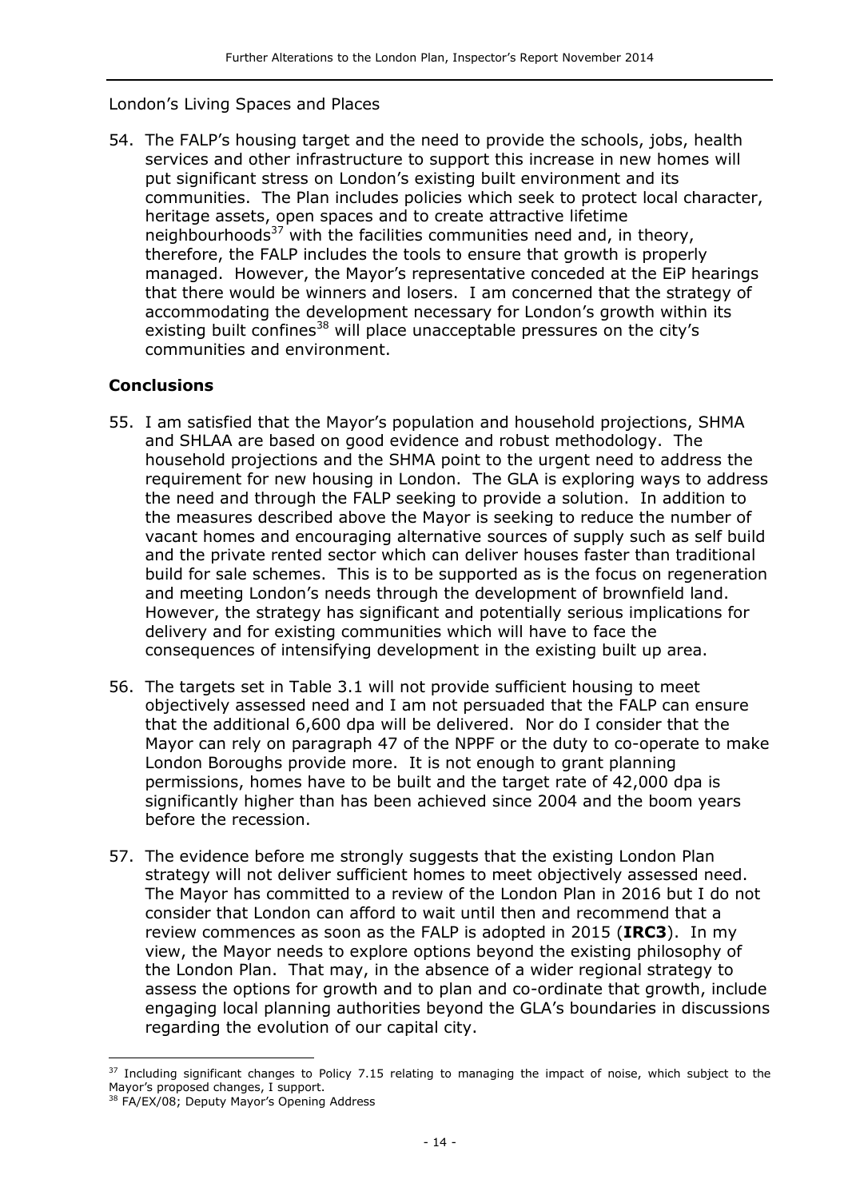London's Living Spaces and Places

54. The FALP's housing target and the need to provide the schools, jobs, health services and other infrastructure to support this increase in new homes will put significant stress on London's existing built environment and its communities. The Plan includes policies which seek to protect local character, heritage assets, open spaces and to create attractive lifetime neighbourhoods[37] with the facilities communities need and, in theory, therefore, the FALP includes the tools to ensure that growth is properly managed. However, the Mayor's representative conceded at the EiP hearings that there would be winners and losers. I am concerned that the strategy of accommodating the development necessary for London's growth within its existing built confines[38] will place unacceptable pressures on the city's communities and environment.

## Conclusions

55. I am satisfied that the Mayor's population and household projections, SHMA and SHLAA are based on good evidence and robust methodology. The household projections and the SHMA point to the urgent need to address the requirement for new housing in London. The GLA is exploring ways to address the need and through the FALP seeking to provide a solution. In addition to the measures described above the Mayor is seeking to reduce the number of vacant homes and encouraging alternative sources of supply such as self build and the private rented sector which can deliver houses faster than traditional build for sale schemes. This is to be supported as is the focus on regeneration and meeting London's needs through the development of brownfield land. However, the strategy has significant and potentially serious implications for delivery and for existing communities which will have to face the consequences of intensifying development in the existing built up area.

56. The targets set in Table 3.1 will not provide sufficient housing to meet objectively assessed need and I am not persuaded that the FALP can ensure that the additional 6,600 dpa will be delivered. Nor do I consider that the Mayor can rely on paragraph 47 of the NPPF or the duty to co-operate to make London Boroughs provide more. It is not enough to grant planning permissions, homes have to be built and the target rate of 42,000 dpa is significantly higher than has been achieved since 2004 and the boom years before the recession.

57. The evidence before me strongly suggests that the existing London Plan strategy will not deliver sufficient homes to meet objectively assessed need. The Mayor has committed to a review of the London Plan in 2016 but I do not consider that London can afford to wait until then and recommend that a review commences as soon as the FALP is adopted in 2015 (**IRC3**). In my view, the Mayor needs to explore options beyond the existing philosophy of the London Plan. That may, in the absence of a wider regional strategy to assess the options for growth and to plan and co-ordinate that growth, include engaging local planning authorities beyond the GLA's boundaries in discussions regarding the evolution of our capital city.

---

[37] Including significant changes to Policy 7.15 relating to managing the impact of noise, which subject to the Mayor's proposed changes, I support.

[38] FA/EX/08; Deputy Mayor's Opening Address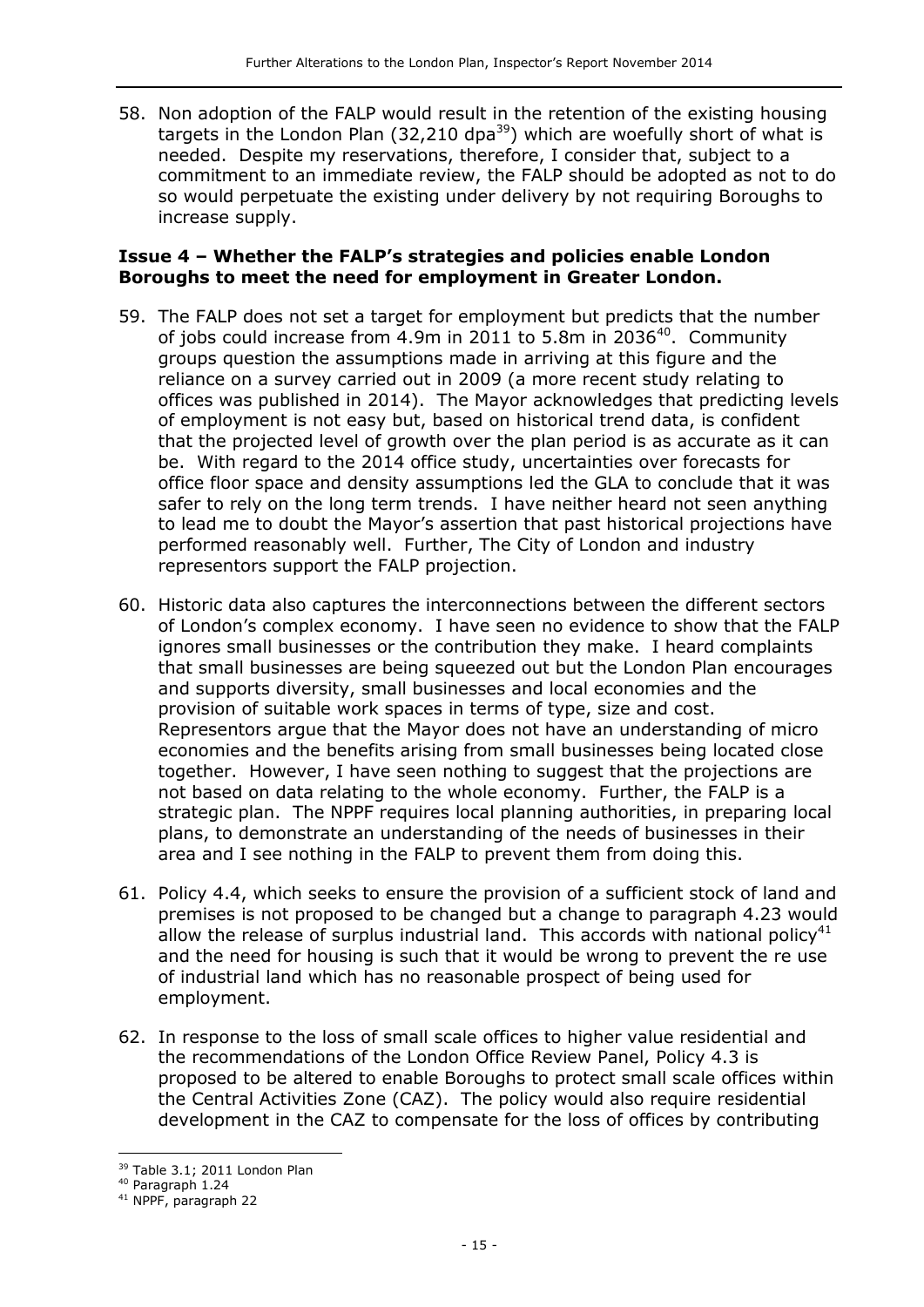58. Non adoption of the FALP would result in the retention of the existing housing targets in the London Plan (32,210 dpa[39]) which are woefully short of what is needed. Despite my reservations, therefore, I consider that, subject to a commitment to an immediate review, the FALP should be adopted as not to do so would perpetuate the existing under delivery by not requiring Boroughs to increase supply.

**Issue 4 – Whether the FALP's strategies and policies enable London Boroughs to meet the need for employment in Greater London.**

59. The FALP does not set a target for employment but predicts that the number of jobs could increase from 4.9m in 2011 to 5.8m in 2036[40]. Community groups question the assumptions made in arriving at this figure and the reliance on a survey carried out in 2009 (a more recent study relating to offices was published in 2014). The Mayor acknowledges that predicting levels of employment is not easy but, based on historical trend data, is confident that the projected level of growth over the plan period is as accurate as it can be. With regard to the 2014 office study, uncertainties over forecasts for office floor space and density assumptions led the GLA to conclude that it was safer to rely on the long term trends. I have neither heard not seen anything to lead me to doubt the Mayor's assertion that past historical projections have performed reasonably well. Further, The City of London and industry representors support the FALP projection.

60. Historic data also captures the interconnections between the different sectors of London's complex economy. I have seen no evidence to show that the FALP ignores small businesses or the contribution they make. I heard complaints that small businesses are being squeezed out but the London Plan encourages and supports diversity, small businesses and local economies and the provision of suitable work spaces in terms of type, size and cost. Representors argue that the Mayor does not have an understanding of micro economies and the benefits arising from small businesses being located close together. However, I have seen nothing to suggest that the projections are not based on data relating to the whole economy. Further, the FALP is a strategic plan. The NPPF requires local planning authorities, in preparing local plans, to demonstrate an understanding of the needs of businesses in their area and I see nothing in the FALP to prevent them from doing this.

61. Policy 4.4, which seeks to ensure the provision of a sufficient stock of land and premises is not proposed to be changed but a change to paragraph 4.23 would allow the release of surplus industrial land. This accords with national policy[41] and the need for housing is such that it would be wrong to prevent the re use of industrial land which has no reasonable prospect of being used for employment.

62. In response to the loss of small scale offices to higher value residential and the recommendations of the London Office Review Panel, Policy 4.3 is proposed to be altered to enable Boroughs to protect small scale offices within the Central Activities Zone (CAZ). The policy would also require residential development in the CAZ to compensate for the loss of offices by contributing

---

[39] Table 3.1; 2011 London Plan

[40] Paragraph 1.24

[41] NPPF, paragraph 22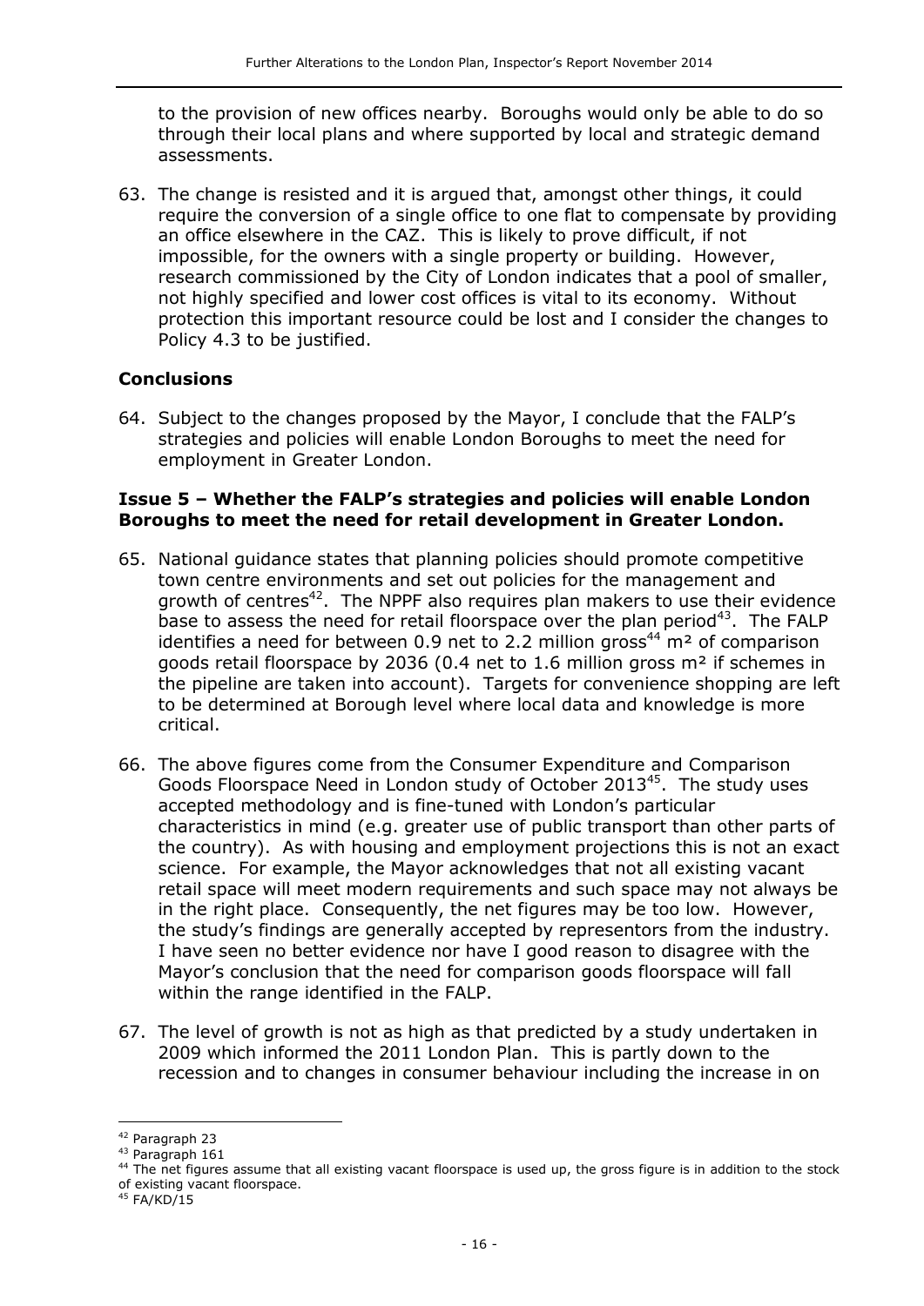to the provision of new offices nearby. Boroughs would only be able to do so through their local plans and where supported by local and strategic demand assessments.

63. The change is resisted and it is argued that, amongst other things, it could require the conversion of a single office to one flat to compensate by providing an office elsewhere in the CAZ. This is likely to prove difficult, if not impossible, for the owners with a single property or building. However, research commissioned by the City of London indicates that a pool of smaller, not highly specified and lower cost offices is vital to its economy. Without protection this important resource could be lost and I consider the changes to Policy 4.3 to be justified.

### Conclusions

64. Subject to the changes proposed by the Mayor, I conclude that the FALP's strategies and policies will enable London Boroughs to meet the need for employment in Greater London.

### Issue 5 – Whether the FALP's strategies and policies will enable London Boroughs to meet the need for retail development in Greater London.

65. National guidance states that planning policies should promote competitive town centre environments and set out policies for the management and growth of centres[42]. The NPPF also requires plan makers to use their evidence base to assess the need for retail floorspace over the plan period[43]. The FALP identifies a need for between 0.9 net to 2.2 million gross[44] m² of comparison goods retail floorspace by 2036 (0.4 net to 1.6 million gross m² if schemes in the pipeline are taken into account). Targets for convenience shopping are left to be determined at Borough level where local data and knowledge is more critical.

66. The above figures come from the Consumer Expenditure and Comparison Goods Floorspace Need in London study of October 2013[45]. The study uses accepted methodology and is fine-tuned with London's particular characteristics in mind (e.g. greater use of public transport than other parts of the country). As with housing and employment projections this is not an exact science. For example, the Mayor acknowledges that not all existing vacant retail space will meet modern requirements and such space may not always be in the right place. Consequently, the net figures may be too low. However, the study's findings are generally accepted by representors from the industry. I have seen no better evidence nor have I good reason to disagree with the Mayor's conclusion that the need for comparison goods floorspace will fall within the range identified in the FALP.

67. The level of growth is not as high as that predicted by a study undertaken in 2009 which informed the 2011 London Plan. This is partly down to the recession and to changes in consumer behaviour including the increase in on

---

[42] Paragraph 23

[43] Paragraph 161

[44] The net figures assume that all existing vacant floorspace is used up, the gross figure is in addition to the stock of existing vacant floorspace.

[45] FA/KD/15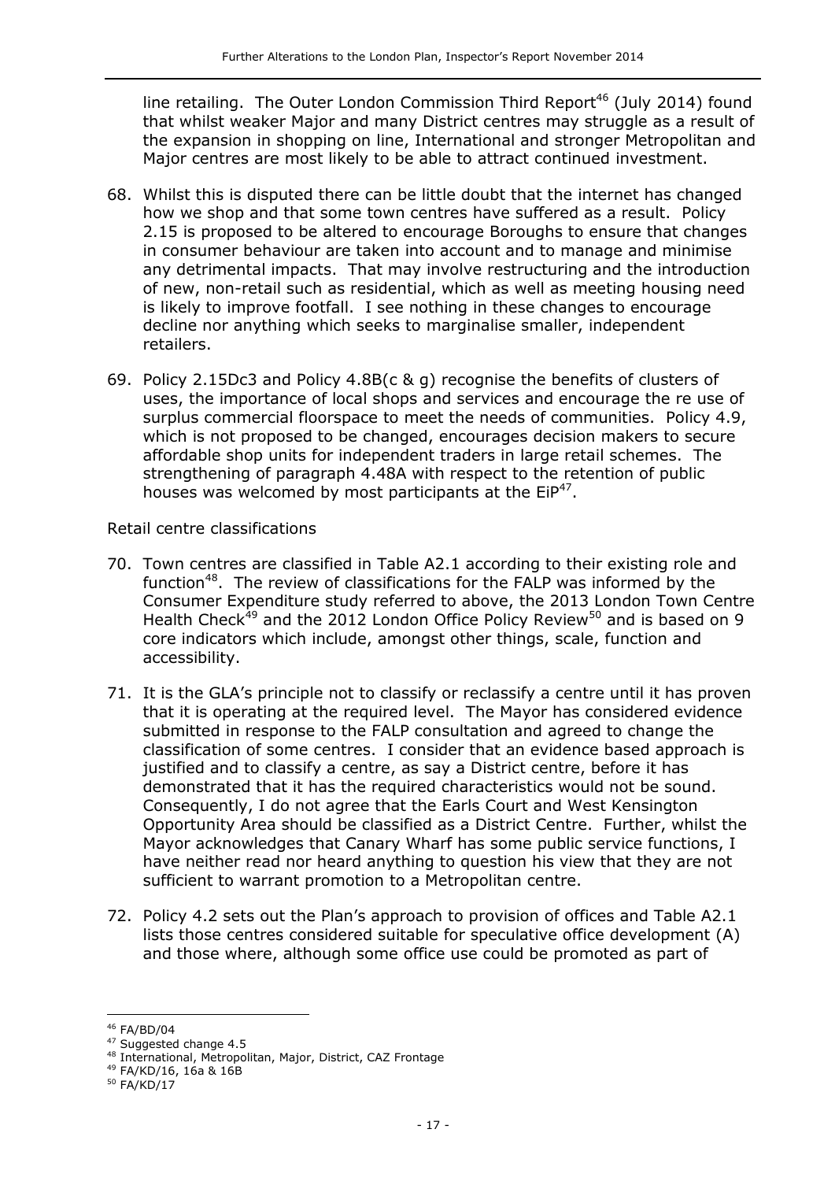line retailing. The Outer London Commission Third Report[46] (July 2014) found that whilst weaker Major and many District centres may struggle as a result of the expansion in shopping on line, International and stronger Metropolitan and Major centres are most likely to be able to attract continued investment.

68. Whilst this is disputed there can be little doubt that the internet has changed how we shop and that some town centres have suffered as a result. Policy 2.15 is proposed to be altered to encourage Boroughs to ensure that changes in consumer behaviour are taken into account and to manage and minimise any detrimental impacts. That may involve restructuring and the introduction of new, non-retail such as residential, which as well as meeting housing need is likely to improve footfall. I see nothing in these changes to encourage decline nor anything which seeks to marginalise smaller, independent retailers.

69. Policy 2.15Dc3 and Policy 4.8B(c & g) recognise the benefits of clusters of uses, the importance of local shops and services and encourage the re use of surplus commercial floorspace to meet the needs of communities. Policy 4.9, which is not proposed to be changed, encourages decision makers to secure affordable shop units for independent traders in large retail schemes. The strengthening of paragraph 4.48A with respect to the retention of public houses was welcomed by most participants at the EiP[47].

Retail centre classifications

70. Town centres are classified in Table A2.1 according to their existing role and function[48]. The review of classifications for the FALP was informed by the Consumer Expenditure study referred to above, the 2013 London Town Centre Health Check[49] and the 2012 London Office Policy Review[50] and is based on 9 core indicators which include, amongst other things, scale, function and accessibility.

71. It is the GLA's principle not to classify or reclassify a centre until it has proven that it is operating at the required level. The Mayor has considered evidence submitted in response to the FALP consultation and agreed to change the classification of some centres. I consider that an evidence based approach is justified and to classify a centre, as say a District centre, before it has demonstrated that it has the required characteristics would not be sound. Consequently, I do not agree that the Earls Court and West Kensington Opportunity Area should be classified as a District Centre. Further, whilst the Mayor acknowledges that Canary Wharf has some public service functions, I have neither read nor heard anything to question his view that they are not sufficient to warrant promotion to a Metropolitan centre.

72. Policy 4.2 sets out the Plan's approach to provision of offices and Table A2.1 lists those centres considered suitable for speculative office development (A) and those where, although some office use could be promoted as part of

---

[46] FA/BD/04

[47] Suggested change 4.5

[48] International, Metropolitan, Major, District, CAZ Frontage

[49] FA/KD/16, 16a & 16B

[50] FA/KD/17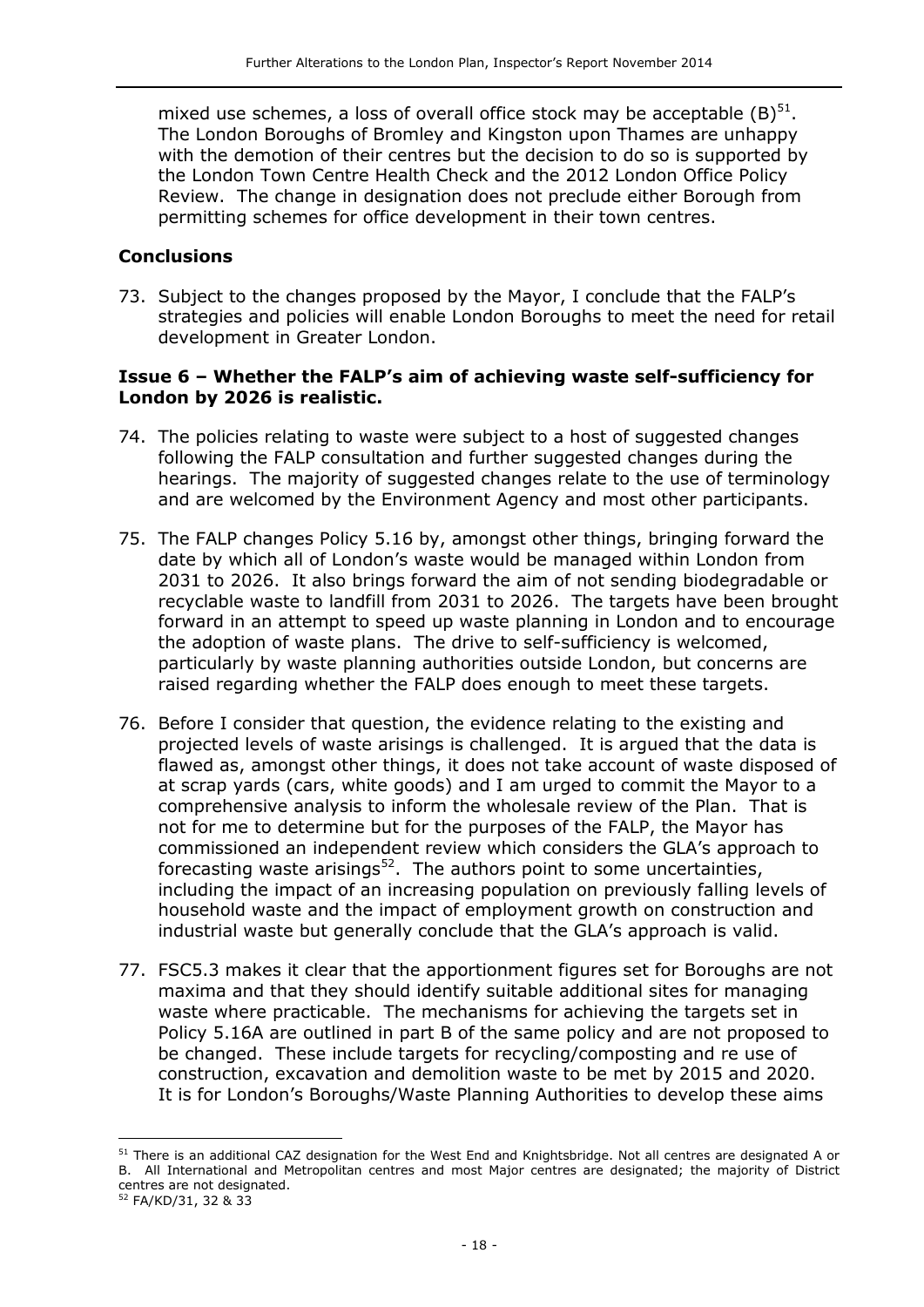mixed use schemes, a loss of overall office stock may be acceptable (B)[51]. The London Boroughs of Bromley and Kingston upon Thames are unhappy with the demotion of their centres but the decision to do so is supported by the London Town Centre Health Check and the 2012 London Office Policy Review. The change in designation does not preclude either Borough from permitting schemes for office development in their town centres.

### Conclusions

73. Subject to the changes proposed by the Mayor, I conclude that the FALP's strategies and policies will enable London Boroughs to meet the need for retail development in Greater London.

### Issue 6 – Whether the FALP's aim of achieving waste self-sufficiency for London by 2026 is realistic.

74. The policies relating to waste were subject to a host of suggested changes following the FALP consultation and further suggested changes during the hearings. The majority of suggested changes relate to the use of terminology and are welcomed by the Environment Agency and most other participants.

75. The FALP changes Policy 5.16 by, amongst other things, bringing forward the date by which all of London's waste would be managed within London from 2031 to 2026. It also brings forward the aim of not sending biodegradable or recyclable waste to landfill from 2031 to 2026. The targets have been brought forward in an attempt to speed up waste planning in London and to encourage the adoption of waste plans. The drive to self-sufficiency is welcomed, particularly by waste planning authorities outside London, but concerns are raised regarding whether the FALP does enough to meet these targets.

76. Before I consider that question, the evidence relating to the existing and projected levels of waste arisings is challenged. It is argued that the data is flawed as, amongst other things, it does not take account of waste disposed of at scrap yards (cars, white goods) and I am urged to commit the Mayor to a comprehensive analysis to inform the wholesale review of the Plan. That is not for me to determine but for the purposes of the FALP, the Mayor has commissioned an independent review which considers the GLA's approach to forecasting waste arisings[52]. The authors point to some uncertainties, including the impact of an increasing population on previously falling levels of household waste and the impact of employment growth on construction and industrial waste but generally conclude that the GLA's approach is valid.

77. FSC5.3 makes it clear that the apportionment figures set for Boroughs are not maxima and that they should identify suitable additional sites for managing waste where practicable. The mechanisms for achieving the targets set in Policy 5.16A are outlined in part B of the same policy and are not proposed to be changed. These include targets for recycling/composting and re use of construction, excavation and demolition waste to be met by 2015 and 2020. It is for London's Boroughs/Waste Planning Authorities to develop these aims

---

[51] There is an additional CAZ designation for the West End and Knightsbridge. Not all centres are designated A or B. All International and Metropolitan centres and most Major centres are designated; the majority of District centres are not designated.

[52] FA/KD/31, 32 & 33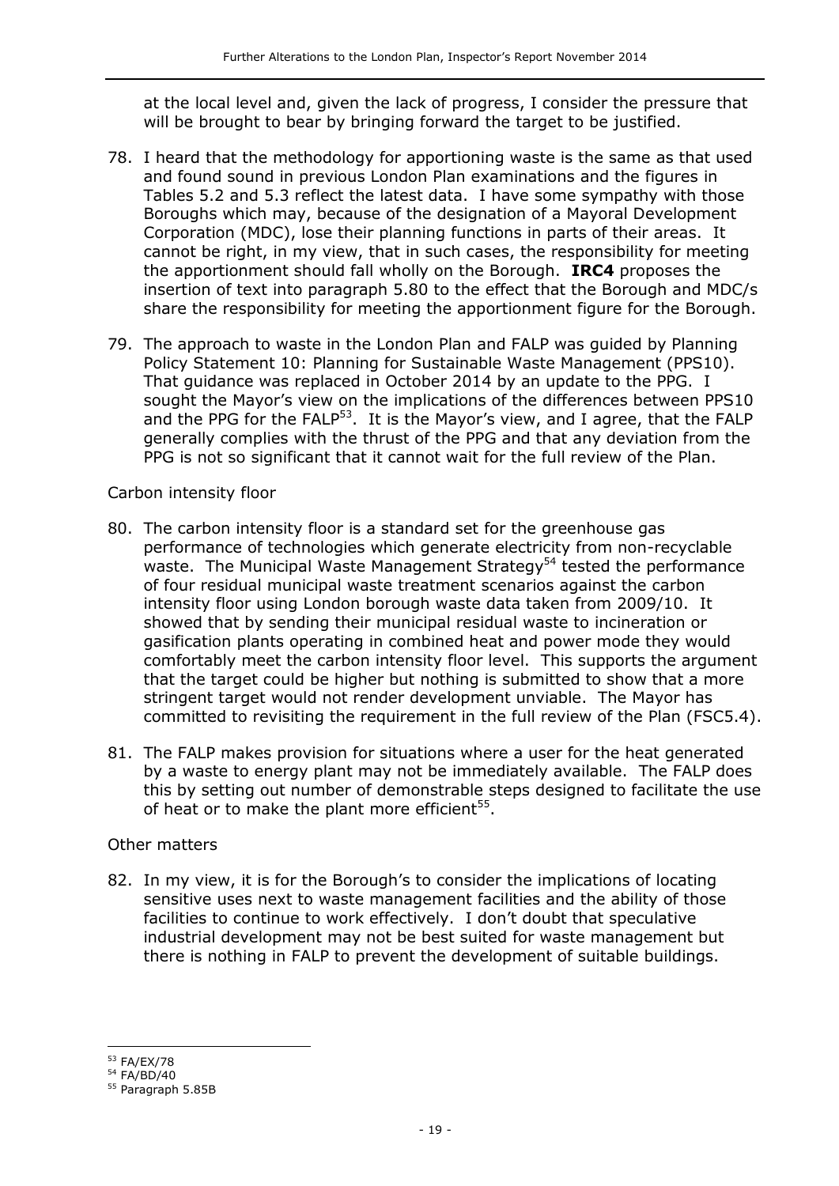at the local level and, given the lack of progress, I consider the pressure that will be brought to bear by bringing forward the target to be justified.

78. I heard that the methodology for apportioning waste is the same as that used and found sound in previous London Plan examinations and the figures in Tables 5.2 and 5.3 reflect the latest data. I have some sympathy with those Boroughs which may, because of the designation of a Mayoral Development Corporation (MDC), lose their planning functions in parts of their areas. It cannot be right, in my view, that in such cases, the responsibility for meeting the apportionment should fall wholly on the Borough. **IRC4** proposes the insertion of text into paragraph 5.80 to the effect that the Borough and MDC/s share the responsibility for meeting the apportionment figure for the Borough.

79. The approach to waste in the London Plan and FALP was guided by Planning Policy Statement 10: Planning for Sustainable Waste Management (PPS10). That guidance was replaced in October 2014 by an update to the PPG. I sought the Mayor's view on the implications of the differences between PPS10 and the PPG for the FALP[53]. It is the Mayor's view, and I agree, that the FALP generally complies with the thrust of the PPG and that any deviation from the PPG is not so significant that it cannot wait for the full review of the Plan.

Carbon intensity floor

80. The carbon intensity floor is a standard set for the greenhouse gas performance of technologies which generate electricity from non-recyclable waste. The Municipal Waste Management Strategy[54] tested the performance of four residual municipal waste treatment scenarios against the carbon intensity floor using London borough waste data taken from 2009/10. It showed that by sending their municipal residual waste to incineration or gasification plants operating in combined heat and power mode they would comfortably meet the carbon intensity floor level. This supports the argument that the target could be higher but nothing is submitted to show that a more stringent target would not render development unviable. The Mayor has committed to revisiting the requirement in the full review of the Plan (FSC5.4).

81. The FALP makes provision for situations where a user for the heat generated by a waste to energy plant may not be immediately available. The FALP does this by setting out number of demonstrable steps designed to facilitate the use of heat or to make the plant more efficient[55].

Other matters

82. In my view, it is for the Borough's to consider the implications of locating sensitive uses next to waste management facilities and the ability of those facilities to continue to work effectively. I don't doubt that speculative industrial development may not be best suited for waste management but there is nothing in FALP to prevent the development of suitable buildings.

---

[53] FA/EX/78
[54] FA/BD/40
[55] Paragraph 5.85B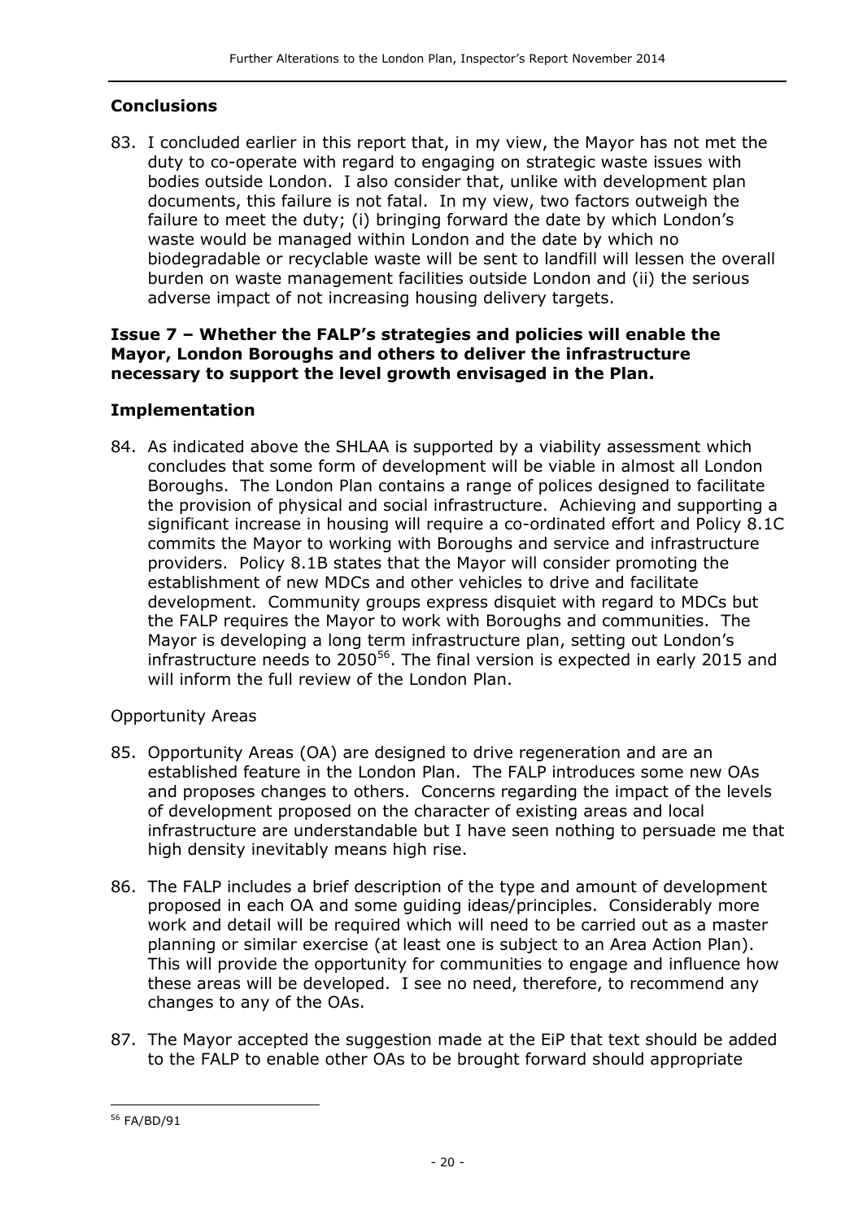## Conclusions

83. I concluded earlier in this report that, in my view, the Mayor has not met the duty to co-operate with regard to engaging on strategic waste issues with bodies outside London. I also consider that, unlike with development plan documents, this failure is not fatal. In my view, two factors outweigh the failure to meet the duty; (i) bringing forward the date by which London's waste would be managed within London and the date by which no biodegradable or recyclable waste will be sent to landfill will lessen the overall burden on waste management facilities outside London and (ii) the serious adverse impact of not increasing housing delivery targets.

**Issue 7 – Whether the FALP's strategies and policies will enable the Mayor, London Boroughs and others to deliver the infrastructure necessary to support the level growth envisaged in the Plan.**

## Implementation

84. As indicated above the SHLAA is supported by a viability assessment which concludes that some form of development will be viable in almost all London Boroughs. The London Plan contains a range of polices designed to facilitate the provision of physical and social infrastructure. Achieving and supporting a significant increase in housing will require a co-ordinated effort and Policy 8.1C commits the Mayor to working with Boroughs and service and infrastructure providers. Policy 8.1B states that the Mayor will consider promoting the establishment of new MDCs and other vehicles to drive and facilitate development. Community groups express disquiet with regard to MDCs but the FALP requires the Mayor to work with Boroughs and communities. The Mayor is developing a long term infrastructure plan, setting out London's infrastructure needs to 2050[56]. The final version is expected in early 2015 and will inform the full review of the London Plan.

Opportunity Areas

85. Opportunity Areas (OA) are designed to drive regeneration and are an established feature in the London Plan. The FALP introduces some new OAs and proposes changes to others. Concerns regarding the impact of the levels of development proposed on the character of existing areas and local infrastructure are understandable but I have seen nothing to persuade me that high density inevitably means high rise.

86. The FALP includes a brief description of the type and amount of development proposed in each OA and some guiding ideas/principles. Considerably more work and detail will be required which will need to be carried out as a master planning or similar exercise (at least one is subject to an Area Action Plan). This will provide the opportunity for communities to engage and influence how these areas will be developed. I see no need, therefore, to recommend any changes to any of the OAs.

87. The Mayor accepted the suggestion made at the EiP that text should be added to the FALP to enable other OAs to be brought forward should appropriate

[56] FA/BD/91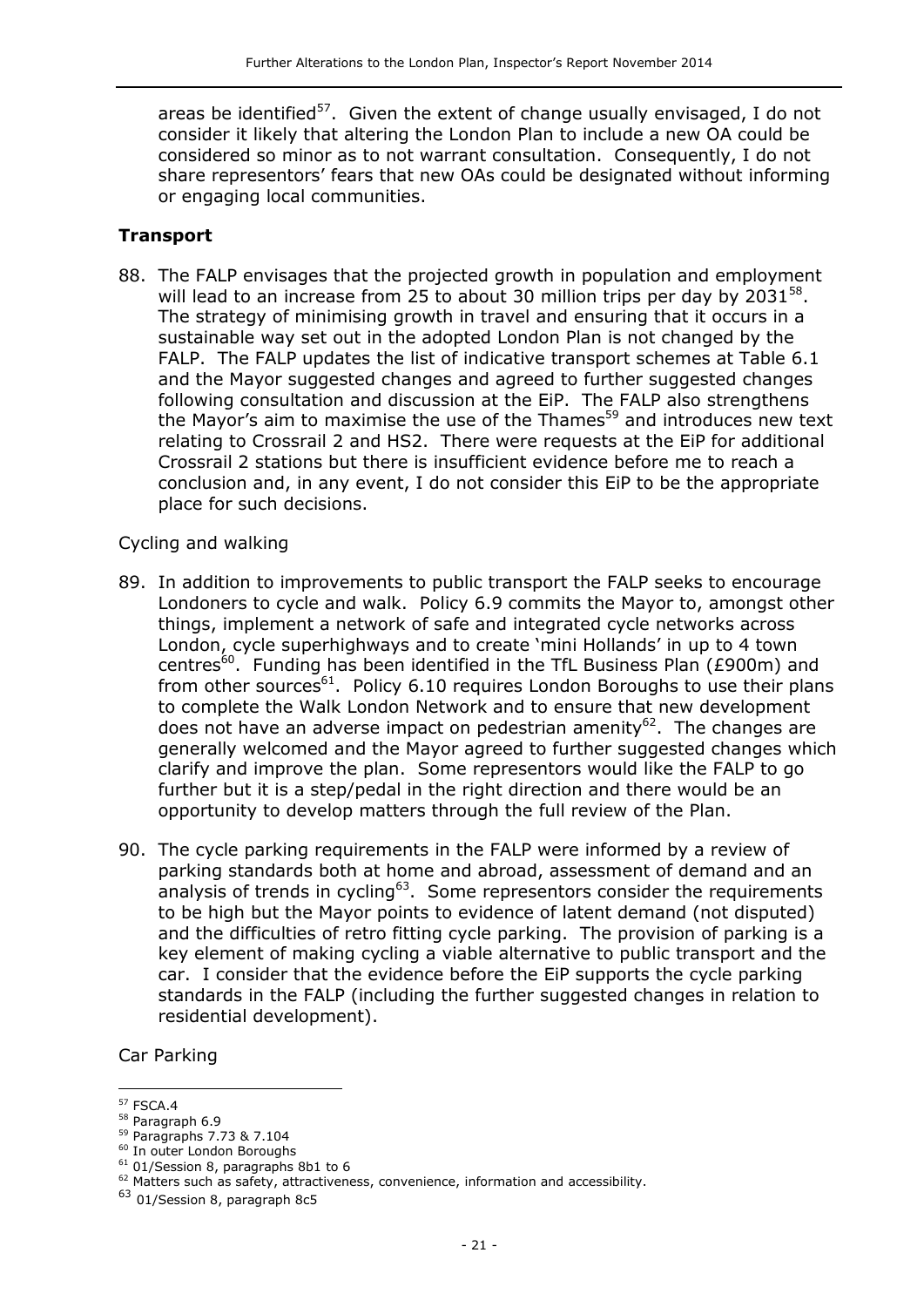areas be identified[57]. Given the extent of change usually envisaged, I do not consider it likely that altering the London Plan to include a new OA could be considered so minor as to not warrant consultation. Consequently, I do not share representors' fears that new OAs could be designated without informing or engaging local communities.

## Transport

88. The FALP envisages that the projected growth in population and employment will lead to an increase from 25 to about 30 million trips per day by 2031[58]. The strategy of minimising growth in travel and ensuring that it occurs in a sustainable way set out in the adopted London Plan is not changed by the FALP. The FALP updates the list of indicative transport schemes at Table 6.1 and the Mayor suggested changes and agreed to further suggested changes following consultation and discussion at the EiP. The FALP also strengthens the Mayor's aim to maximise the use of the Thames[59] and introduces new text relating to Crossrail 2 and HS2. There were requests at the EiP for additional Crossrail 2 stations but there is insufficient evidence before me to reach a conclusion and, in any event, I do not consider this EiP to be the appropriate place for such decisions.

### Cycling and walking

89. In addition to improvements to public transport the FALP seeks to encourage Londoners to cycle and walk. Policy 6.9 commits the Mayor to, amongst other things, implement a network of safe and integrated cycle networks across London, cycle superhighways and to create 'mini Hollands' in up to 4 town centres[60]. Funding has been identified in the TfL Business Plan (£900m) and from other sources[61]. Policy 6.10 requires London Boroughs to use their plans to complete the Walk London Network and to ensure that new development does not have an adverse impact on pedestrian amenity[62]. The changes are generally welcomed and the Mayor agreed to further suggested changes which clarify and improve the plan. Some representors would like the FALP to go further but it is a step/pedal in the right direction and there would be an opportunity to develop matters through the full review of the Plan.

90. The cycle parking requirements in the FALP were informed by a review of parking standards both at home and abroad, assessment of demand and an analysis of trends in cycling[63]. Some representors consider the requirements to be high but the Mayor points to evidence of latent demand (not disputed) and the difficulties of retro fitting cycle parking. The provision of parking is a key element of making cycling a viable alternative to public transport and the car. I consider that the evidence before the EiP supports the cycle parking standards in the FALP (including the further suggested changes in relation to residential development).

### Car Parking

---

[57] FSCA.4

[58] Paragraph 6.9

[59] Paragraphs 7.73 & 7.104

[60] In outer London Boroughs

[61] 01/Session 8, paragraphs 8b1 to 6

[62] Matters such as safety, attractiveness, convenience, information and accessibility.

[63] 01/Session 8, paragraph 8c5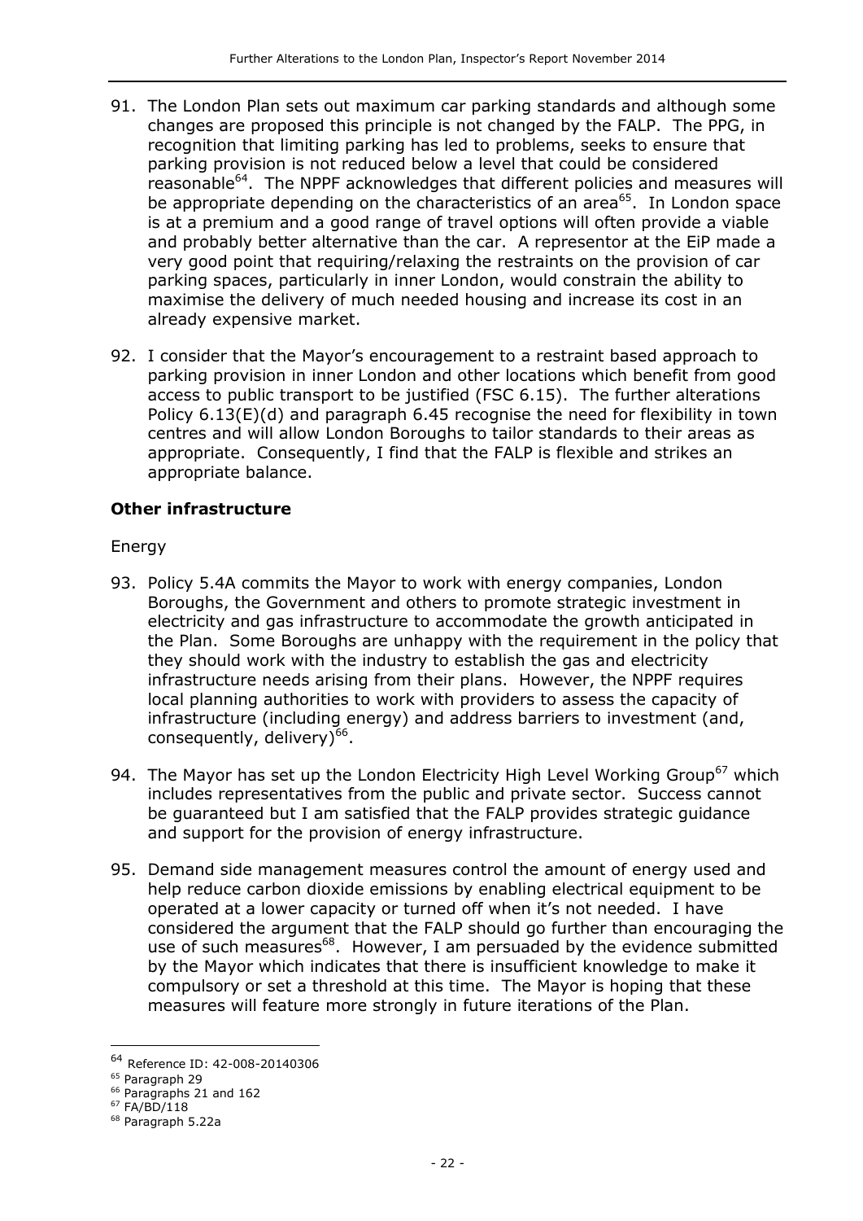91. The London Plan sets out maximum car parking standards and although some changes are proposed this principle is not changed by the FALP. The PPG, in recognition that limiting parking has led to problems, seeks to ensure that parking provision is not reduced below a level that could be considered reasonable[64]. The NPPF acknowledges that different policies and measures will be appropriate depending on the characteristics of an area[65]. In London space is at a premium and a good range of travel options will often provide a viable and probably better alternative than the car. A representor at the EiP made a very good point that requiring/relaxing the restraints on the provision of car parking spaces, particularly in inner London, would constrain the ability to maximise the delivery of much needed housing and increase its cost in an already expensive market.

92. I consider that the Mayor's encouragement to a restraint based approach to parking provision in inner London and other locations which benefit from good access to public transport to be justified (FSC 6.15). The further alterations Policy 6.13(E)(d) and paragraph 6.45 recognise the need for flexibility in town centres and will allow London Boroughs to tailor standards to their areas as appropriate. Consequently, I find that the FALP is flexible and strikes an appropriate balance.

### Other infrastructure

Energy

93. Policy 5.4A commits the Mayor to work with energy companies, London Boroughs, the Government and others to promote strategic investment in electricity and gas infrastructure to accommodate the growth anticipated in the Plan. Some Boroughs are unhappy with the requirement in the policy that they should work with the industry to establish the gas and electricity infrastructure needs arising from their plans. However, the NPPF requires local planning authorities to work with providers to assess the capacity of infrastructure (including energy) and address barriers to investment (and, consequently, delivery)[66].

94. The Mayor has set up the London Electricity High Level Working Group[67] which includes representatives from the public and private sector. Success cannot be guaranteed but I am satisfied that the FALP provides strategic guidance and support for the provision of energy infrastructure.

95. Demand side management measures control the amount of energy used and help reduce carbon dioxide emissions by enabling electrical equipment to be operated at a lower capacity or turned off when it's not needed. I have considered the argument that the FALP should go further than encouraging the use of such measures[68]. However, I am persuaded by the evidence submitted by the Mayor which indicates that there is insufficient knowledge to make it compulsory or set a threshold at this time. The Mayor is hoping that these measures will feature more strongly in future iterations of the Plan.

---

[64] Reference ID: 42-008-20140306
[65] Paragraph 29
[66] Paragraphs 21 and 162
[67] FA/BD/118
[68] Paragraph 5.22a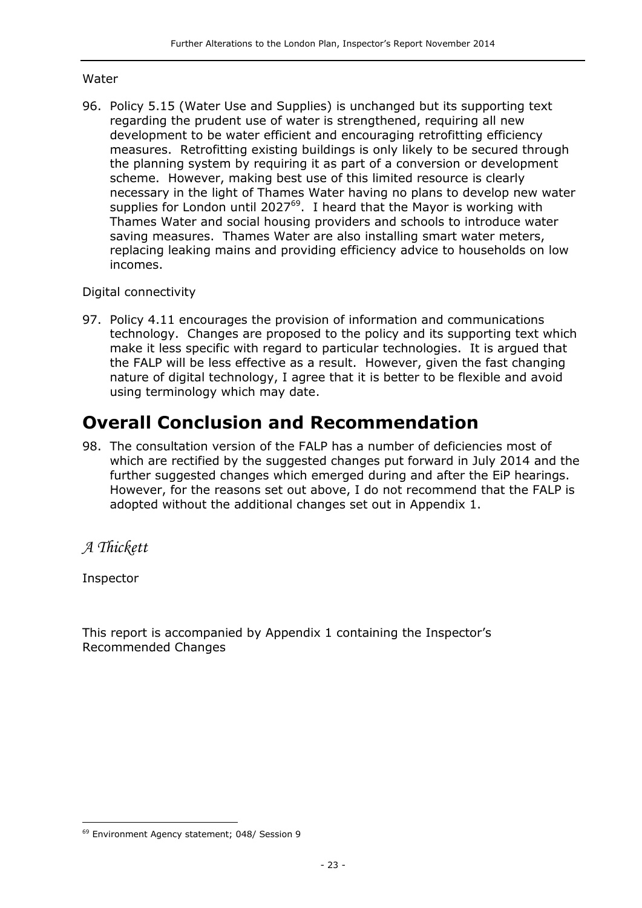Water

96. Policy 5.15 (Water Use and Supplies) is unchanged but its supporting text regarding the prudent use of water is strengthened, requiring all new development to be water efficient and encouraging retrofitting efficiency measures. Retrofitting existing buildings is only likely to be secured through the planning system by requiring it as part of a conversion or development scheme. However, making best use of this limited resource is clearly necessary in the light of Thames Water having no plans to develop new water supplies for London until 2027[69]. I heard that the Mayor is working with Thames Water and social housing providers and schools to introduce water saving measures. Thames Water are also installing smart water meters, replacing leaking mains and providing efficiency advice to households on low incomes.

Digital connectivity

97. Policy 4.11 encourages the provision of information and communications technology. Changes are proposed to the policy and its supporting text which make it less specific with regard to particular technologies. It is argued that the FALP will be less effective as a result. However, given the fast changing nature of digital technology, I agree that it is better to be flexible and avoid using terminology which may date.

# Overall Conclusion and Recommendation

98. The consultation version of the FALP has a number of deficiencies most of which are rectified by the suggested changes put forward in July 2014 and the further suggested changes which emerged during and after the EiP hearings. However, for the reasons set out above, I do not recommend that the FALP is adopted without the additional changes set out in Appendix 1.

*A Thickett*

Inspector

This report is accompanied by Appendix 1 containing the Inspector's Recommended Changes

---

[69] Environment Agency statement; 048/ Session 9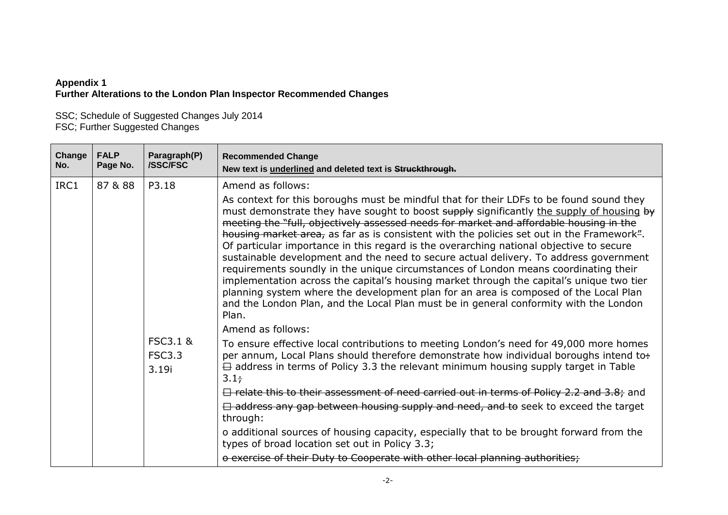**Appendix 1**
**Further Alterations to the London Plan Inspector Recommended Changes**

SSC; Schedule of Suggested Changes July 2014
FSC; Further Suggested Changes

| Change No. | FALP Page No. | Paragraph(P) /SSC/FSC | Recommended Change<br>New text is <u>underlined</u> and deleted text is ~~Struckthrough.~~ |
|---|---|---|---|
| IRC1 | 87 & 88 | P3.18 | Amend as follows:<br><br>As context for this boroughs must be mindful that for their LDFs to be found sound they must demonstrate they have sought to boost ~~supply~~ significantly <u>the supply of housing</u> ~~by meeting the "full, objectively assessed needs for market and affordable housing in the housing market area,~~ as far as is consistent with the policies set out in the Framework<u>"</u>. Of particular importance in this regard is the overarching national objective to secure sustainable development and the need to secure actual delivery. To address government requirements soundly in the unique circumstances of London means coordinating their implementation across the capital's housing market through the capital's unique two tier planning system where the development plan for an area is composed of the Local Plan and the London Plan, and the Local Plan must be in general conformity with the London Plan. |
| | | FSC3.1 & FSC3.3<br>3.19i | Amend as follows:<br><br>To ensure effective local contributions to meeting London's need for 49,000 more homes per annum, Local Plans should therefore demonstrate how individual boroughs intend to~~:~~<br>~~□~~ address in terms of Policy 3.3 the relevant minimum housing supply target in Table 3.1~~;~~<br>~~□ relate this to their assessment of need carried out in terms of Policy 2.2 and 3.8;~~ and<br>~~□ address any gap between housing supply and need, and to~~ seek to exceed the target through:<br>o additional sources of housing capacity, especially that to be brought forward from the types of broad location set out in Policy 3.3;<br>~~o exercise of their Duty to Cooperate with other local planning authorities;~~ |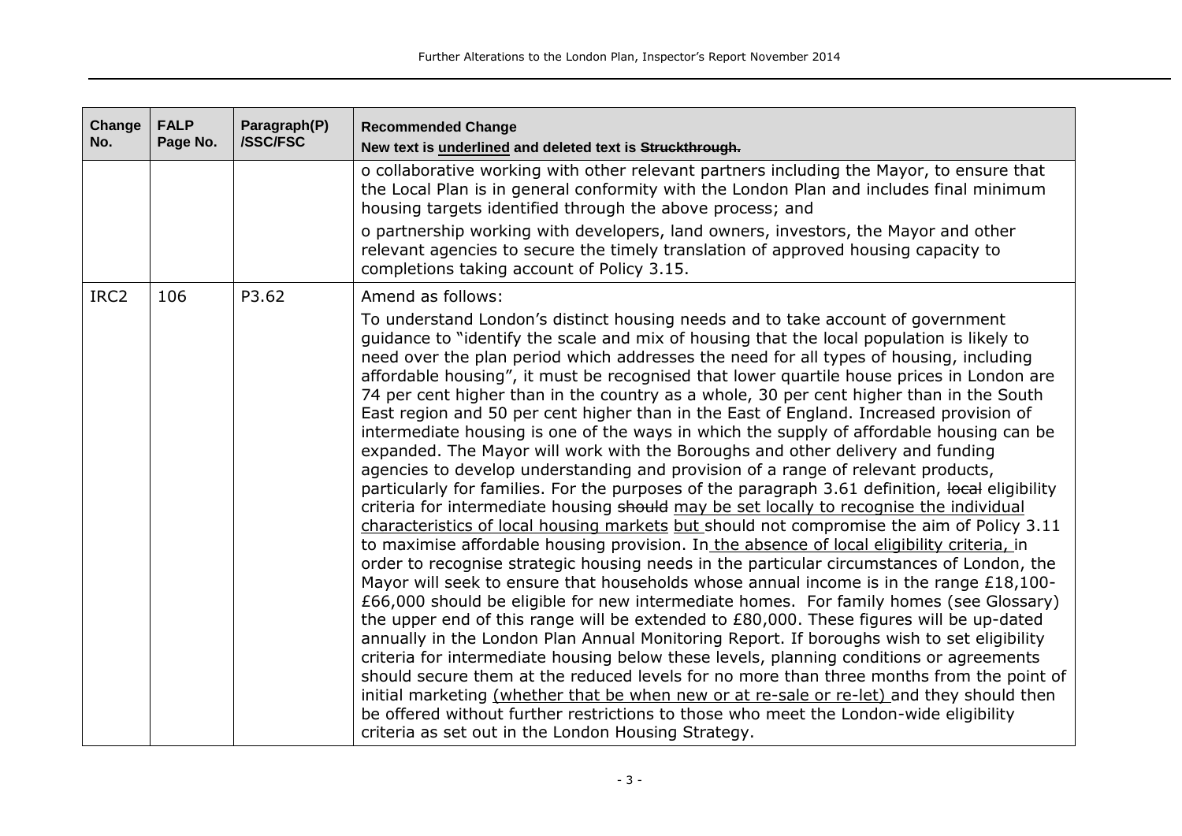| Change No. | FALP Page No. | Paragraph(P) /SSC/FSC | Recommended Change<br>New text is <u>underlined</u> and deleted text is ~~Struckthrough.~~ |
|---|---|---|---|
| | | | o collaborative working with other relevant partners including the Mayor, to ensure that the Local Plan is in general conformity with the London Plan and includes final minimum housing targets identified through the above process; and<br>o partnership working with developers, land owners, investors, the Mayor and other relevant agencies to secure the timely translation of approved housing capacity to completions taking account of Policy 3.15. |
| IRC2 | 106 | P3.62 | Amend as follows:<br>To understand London's distinct housing needs and to take account of government guidance to "identify the scale and mix of housing that the local population is likely to need over the plan period which addresses the need for all types of housing, including affordable housing", it must be recognised that lower quartile house prices in London are 74 per cent higher than in the country as a whole, 30 per cent higher than in the South East region and 50 per cent higher than in the East of England. Increased provision of intermediate housing is one of the ways in which the supply of affordable housing can be expanded. The Mayor will work with the Boroughs and other delivery and funding agencies to develop understanding and provision of a range of relevant products, particularly for families. For the purposes of the paragraph 3.61 definition, ~~local~~ eligibility criteria for intermediate housing ~~should~~ <u>may be set locally to recognise the individual characteristics of local housing markets</u> <u>but</u> should not compromise the aim of Policy 3.11 to maximise affordable housing provision. In <u>the absence of local eligibility criteria,</u> in order to recognise strategic housing needs in the particular circumstances of London, the Mayor will seek to ensure that households whose annual income is in the range £18,100-£66,000 should be eligible for new intermediate homes. For family homes (see Glossary) the upper end of this range will be extended to £80,000. These figures will be up-dated annually in the London Plan Annual Monitoring Report. If boroughs wish to set eligibility criteria for intermediate housing below these levels, planning conditions or agreements should secure them at the reduced levels for no more than three months from the point of initial marketing <u>(whether that be when new or at re-sale or re-let)</u> and they should then be offered without further restrictions to those who meet the London-wide eligibility criteria as set out in the London Housing Strategy. |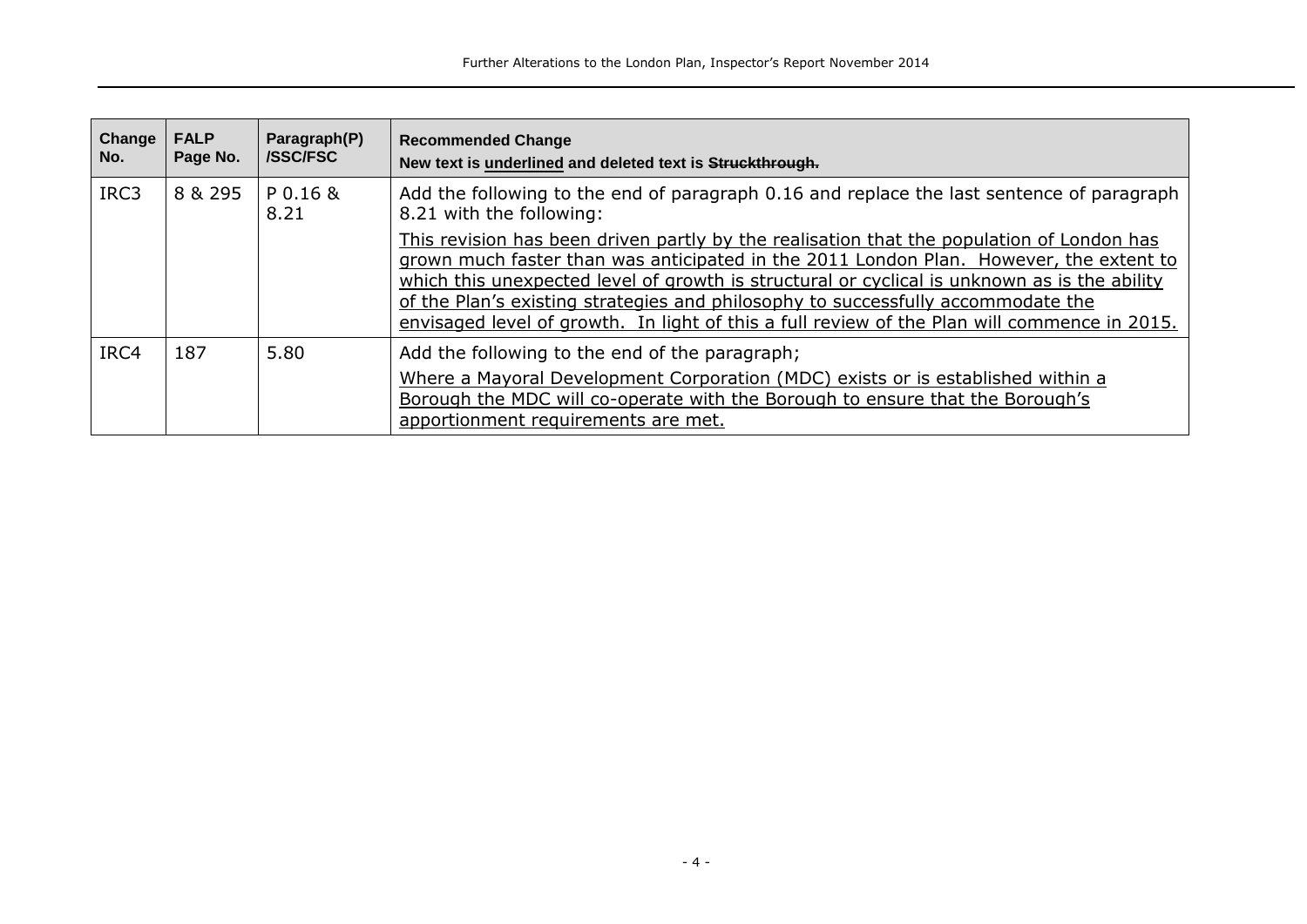| Change No. | FALP Page No. | Paragraph(P) /SSC/FSC | Recommended Change<br>New text is <u>underlined</u> and deleted text is ~~Struckthrough.~~ |
|---|---|---|---|
| IRC3 | 8 & 295 | P 0.16 & 8.21 | Add the following to the end of paragraph 0.16 and replace the last sentence of paragraph 8.21 with the following:<br><u>This revision has been driven partly by the realisation that the population of London has grown much faster than was anticipated in the 2011 London Plan. However, the extent to which this unexpected level of growth is structural or cyclical is unknown as is the ability of the Plan's existing strategies and philosophy to successfully accommodate the envisaged level of growth. In light of this a full review of the Plan will commence in 2015.</u> |
| IRC4 | 187 | 5.80 | Add the following to the end of the paragraph;<br><u>Where a Mayoral Development Corporation (MDC) exists or is established within a Borough the MDC will co-operate with the Borough to ensure that the Borough's apportionment requirements are met.</u> |